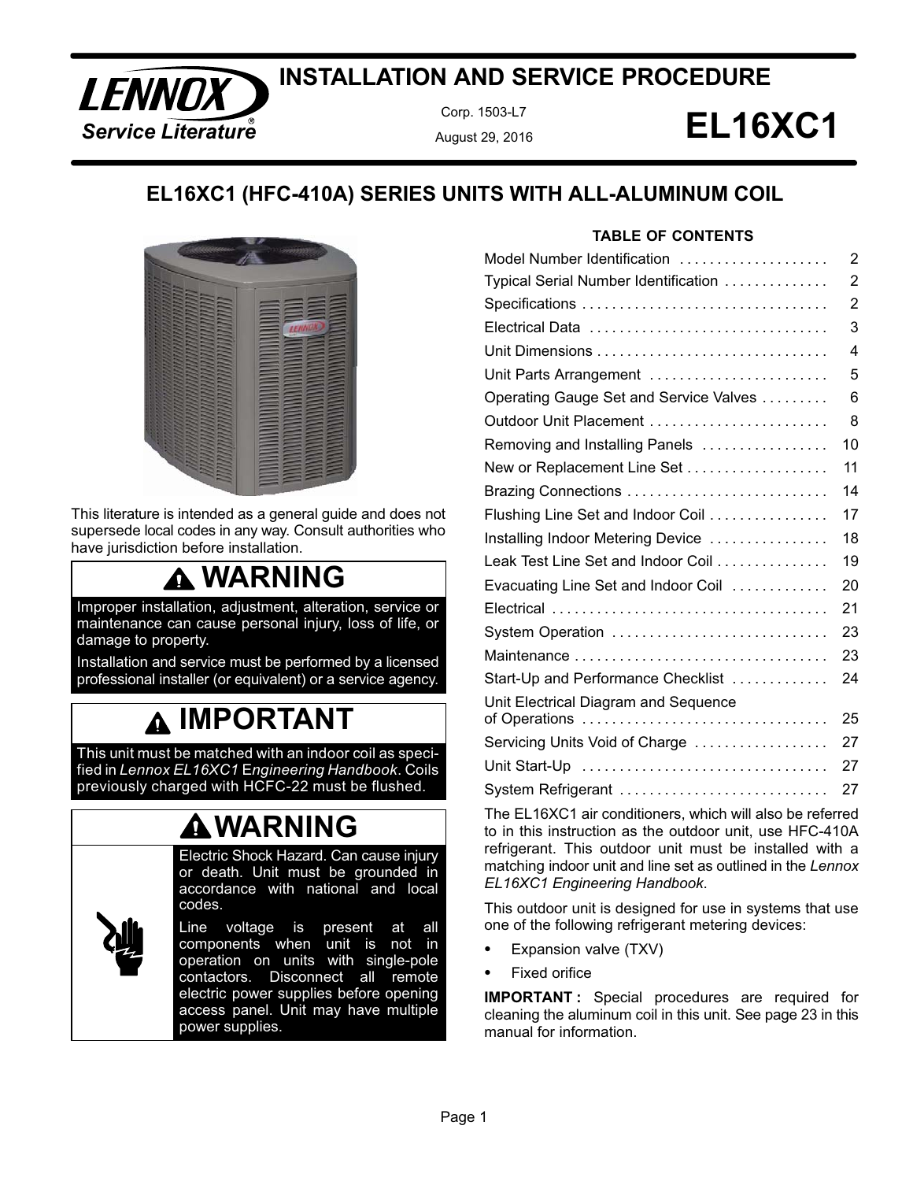**LENNOX** *Service Literature*

# INSTALLATION AND SERVICE PROCEDURE

Corp. 1503-L7

August 29, 2016

# EL16XC1

## EL16XC1 (HFC-410A) SERIES UNITS WITH ALL-ALUMINUM COIL

This literature is intended as a general guide and does not supersede local codes in any way. Consult authorities who have jurisdiction before installation.

> **⚠ WARNING**
>
> Improper installation, adjustment, alteration, service or maintenance can cause personal injury, loss of life, or damage to property.
>
> Installation and service must be performed by a licensed professional installer (or equivalent) or a service agency.

> **⚠ IMPORTANT**
>
> This unit must be matched with an indoor coil as specified in *Lennox EL16XC1 Engineering Handbook*. Coils previously charged with HCFC-22 must be flushed.

> **⚠ WARNING**
>
> Electric Shock Hazard. Can cause injury or death. Unit must be grounded in accordance with national and local codes.
>
> Line voltage is present at all components when unit is not in operation on units with single-pole contactors. Disconnect all remote electric power supplies before opening access panel. Unit may have multiple power supplies.

### TABLE OF CONTENTS

| Section | Page |
|---|---|
| Model Number Identification | 2 |
| Typical Serial Number Identification | 2 |
| Specifications | 2 |
| Electrical Data | 3 |
| Unit Dimensions | 4 |
| Unit Parts Arrangement | 5 |
| Operating Gauge Set and Service Valves | 6 |
| Outdoor Unit Placement | 8 |
| Removing and Installing Panels | 10 |
| New or Replacement Line Set | 11 |
| Brazing Connections | 14 |
| Flushing Line Set and Indoor Coil | 17 |
| Installing Indoor Metering Device | 18 |
| Leak Test Line Set and Indoor Coil | 19 |
| Evacuating Line Set and Indoor Coil | 20 |
| Electrical | 21 |
| System Operation | 23 |
| Maintenance | 23 |
| Start-Up and Performance Checklist | 24 |
| Unit Electrical Diagram and Sequence of Operations | 25 |
| Servicing Units Void of Charge | 27 |
| Unit Start-Up | 27 |
| System Refrigerant | 27 |

The EL16XC1 air conditioners, which will also be referred to in this instruction as the outdoor unit, use HFC-410A refrigerant. This outdoor unit must be installed with a matching indoor unit and line set as outlined in the *Lennox EL16XC1 Engineering Handbook*.

This outdoor unit is designed for use in systems that use one of the following refrigerant metering devices:

- Expansion valve (TXV)
- Fixed orifice

**IMPORTANT :** Special procedures are required for cleaning the aluminum coil in this unit. See page 23 in this manual for information.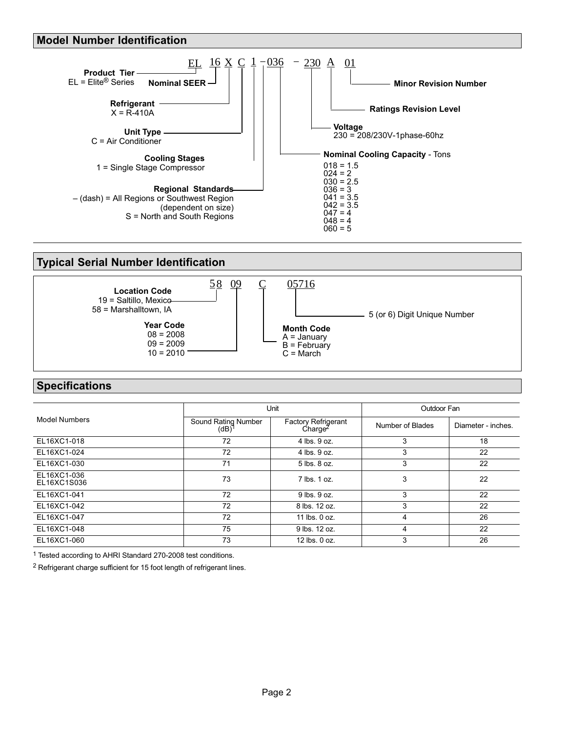## Model Number Identification

EL 16 X C 1 – 036 – 230 A 01

- **Product Tier** — EL = Elite® Series
- **Nominal SEER**
- **Refrigerant** — X = R-410A
- **Unit Type** — C = Air Conditioner
- **Cooling Stages** — 1 = Single Stage Compressor
- **Regional Standards** — – (dash) = All Regions or Southwest Region (dependent on size); S = North and South Regions
- **Nominal Cooling Capacity** - Tons
  - 018 = 1.5
  - 024 = 2
  - 030 = 2.5
  - 036 = 3
  - 041 = 3.5
  - 042 = 3.5
  - 047 = 4
  - 048 = 4
  - 060 = 5
- **Voltage** — 230 = 208/230V-1phase-60hz
- **Ratings Revision Level**
- **Minor Revision Number**

## Typical Serial Number Identification

58 09 C 05716

- **Location Code**
  - 19 = Saltillo, Mexico
  - 58 = Marshalltown, IA
- **Year Code**
  - 08 = 2008
  - 09 = 2009
  - 10 = 2010
- **Month Code**
  - A = January
  - B = February
  - C = March
- 5 (or 6) Digit Unique Number

## Specifications

| Model Numbers | Unit | | Outdoor Fan | |
|---|---|---|---|---|
| | Sound Rating Number (dB)[1] | Factory Refrigerant Charge[2] | Number of Blades | Diameter - inches. |
| EL16XC1-018 | 72 | 4 lbs. 9 oz. | 3 | 18 |
| EL16XC1-024 | 72 | 4 lbs. 9 oz. | 3 | 22 |
| EL16XC1-030 | 71 | 5 lbs. 8 oz. | 3 | 22 |
| EL16XC1-036 EL16XC1S036 | 73 | 7 lbs. 1 oz. | 3 | 22 |
| EL16XC1-041 | 72 | 9 lbs. 9 oz. | 3 | 22 |
| EL16XC1-042 | 72 | 8 lbs. 12 oz. | 3 | 22 |
| EL16XC1-047 | 72 | 11 lbs. 0 oz. | 4 | 26 |
| EL16XC1-048 | 75 | 9 lbs. 12 oz. | 4 | 22 |
| EL16XC1-060 | 73 | 12 lbs. 0 oz. | 3 | 26 |

[1] Tested according to AHRI Standard 270-2008 test conditions.

[2] Refrigerant charge sufficient for 15 foot length of refrigerant lines.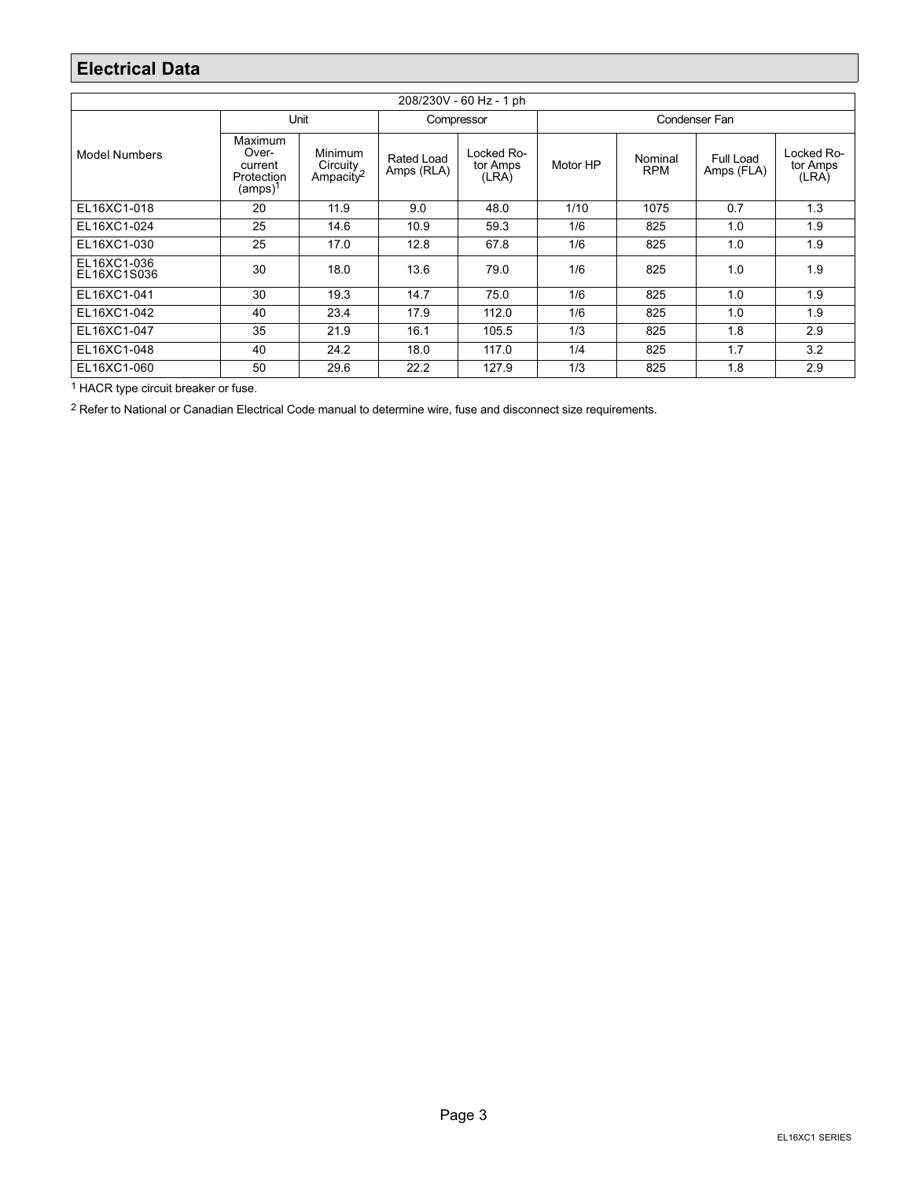## Electrical Data

| 208/230V - 60 Hz - 1 ph | | | | | | | | |
|---|---|---|---|---|---|---|---|---|
| | Unit | | Compressor | | Condenser Fan | | | |
| Model Numbers | Maximum Over-current Protection (amps)[1] | Minimum Circuity Ampacity[2] | Rated Load Amps (RLA) | Locked Rotor Amps (LRA) | Motor HP | Nominal RPM | Full Load Amps (FLA) | Locked Rotor Amps (LRA) |
| EL16XC1-018 | 20 | 11.9 | 9.0 | 48.0 | 1/10 | 1075 | 0.7 | 1.3 |
| EL16XC1-024 | 25 | 14.6 | 10.9 | 59.3 | 1/6 | 825 | 1.0 | 1.9 |
| EL16XC1-030 | 25 | 17.0 | 12.8 | 67.8 | 1/6 | 825 | 1.0 | 1.9 |
| EL16XC1-036 EL16XC1S036 | 30 | 18.0 | 13.6 | 79.0 | 1/6 | 825 | 1.0 | 1.9 |
| EL16XC1-041 | 30 | 19.3 | 14.7 | 75.0 | 1/6 | 825 | 1.0 | 1.9 |
| EL16XC1-042 | 40 | 23.4 | 17.9 | 112.0 | 1/6 | 825 | 1.0 | 1.9 |
| EL16XC1-047 | 35 | 21.9 | 16.1 | 105.5 | 1/3 | 825 | 1.8 | 2.9 |
| EL16XC1-048 | 40 | 24.2 | 18.0 | 117.0 | 1/4 | 825 | 1.7 | 3.2 |
| EL16XC1-060 | 50 | 29.6 | 22.2 | 127.9 | 1/3 | 825 | 1.8 | 2.9 |

[1] HACR type circuit breaker or fuse.

[2] Refer to National or Canadian Electrical Code manual to determine wire, fuse and disconnect size requirements.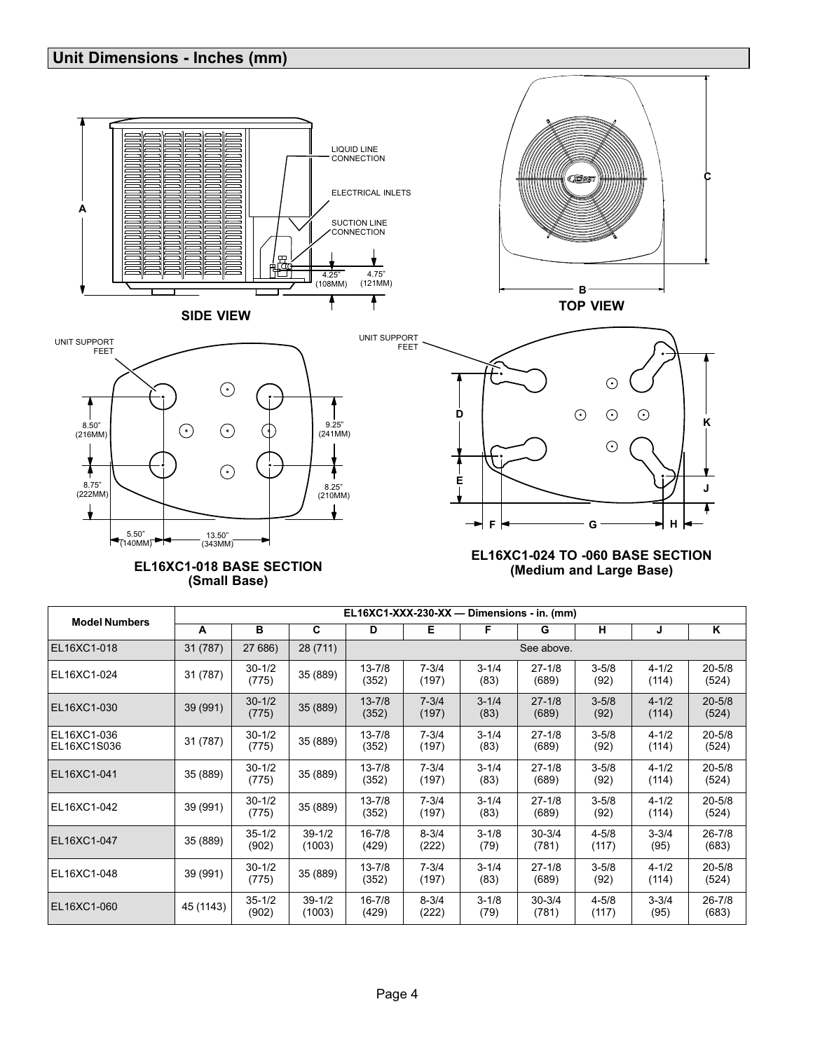## Unit Dimensions - Inches (mm)

LIQUID LINE CONNECTION

ELECTRICAL INLETS

SUCTION LINE CONNECTION

4.25" (108MM)

4.75" (121MM)

**SIDE VIEW**

**TOP VIEW**

UNIT SUPPORT FEET

8.50" (216MM)

8.75" (222MM)

9.25" (241MM)

8.25" (210MM)

5.50" (140MM)

13.50" (343MM)

**EL16XC1-018 BASE SECTION (Small Base)**

UNIT SUPPORT FEET

**EL16XC1-024 TO -060 BASE SECTION (Medium and Large Base)**

| Model Numbers | EL16XC1-XXX-230-XX — Dimensions - in. (mm) | | | | | | | | | |
|---|---|---|---|---|---|---|---|---|---|---|
| | A | B | C | D | E | F | G | H | J | K |
| EL16XC1-018 | 31 (787) | 27 686) | 28 (711) | See above. | | | | | | |
| EL16XC1-024 | 31 (787) | 30-1/2 (775) | 35 (889) | 13-7/8 (352) | 7-3/4 (197) | 3-1/4 (83) | 27-1/8 (689) | 3-5/8 (92) | 4-1/2 (114) | 20-5/8 (524) |
| EL16XC1-030 | 39 (991) | 30-1/2 (775) | 35 (889) | 13-7/8 (352) | 7-3/4 (197) | 3-1/4 (83) | 27-1/8 (689) | 3-5/8 (92) | 4-1/2 (114) | 20-5/8 (524) |
| EL16XC1-036 EL16XC1S036 | 31 (787) | 30-1/2 (775) | 35 (889) | 13-7/8 (352) | 7-3/4 (197) | 3-1/4 (83) | 27-1/8 (689) | 3-5/8 (92) | 4-1/2 (114) | 20-5/8 (524) |
| EL16XC1-041 | 35 (889) | 30-1/2 (775) | 35 (889) | 13-7/8 (352) | 7-3/4 (197) | 3-1/4 (83) | 27-1/8 (689) | 3-5/8 (92) | 4-1/2 (114) | 20-5/8 (524) |
| EL16XC1-042 | 39 (991) | 30-1/2 (775) | 35 (889) | 13-7/8 (352) | 7-3/4 (197) | 3-1/4 (83) | 27-1/8 (689) | 3-5/8 (92) | 4-1/2 (114) | 20-5/8 (524) |
| EL16XC1-047 | 35 (889) | 35-1/2 (902) | 39-1/2 (1003) | 16-7/8 (429) | 8-3/4 (222) | 3-1/8 (79) | 30-3/4 (781) | 4-5/8 (117) | 3-3/4 (95) | 26-7/8 (683) |
| EL16XC1-048 | 39 (991) | 30-1/2 (775) | 35 (889) | 13-7/8 (352) | 7-3/4 (197) | 3-1/4 (83) | 27-1/8 (689) | 3-5/8 (92) | 4-1/2 (114) | 20-5/8 (524) |
| EL16XC1-060 | 45 (1143) | 35-1/2 (902) | 39-1/2 (1003) | 16-7/8 (429) | 8-3/4 (222) | 3-1/8 (79) | 30-3/4 (781) | 4-5/8 (117) | 3-3/4 (95) | 26-7/8 (683) |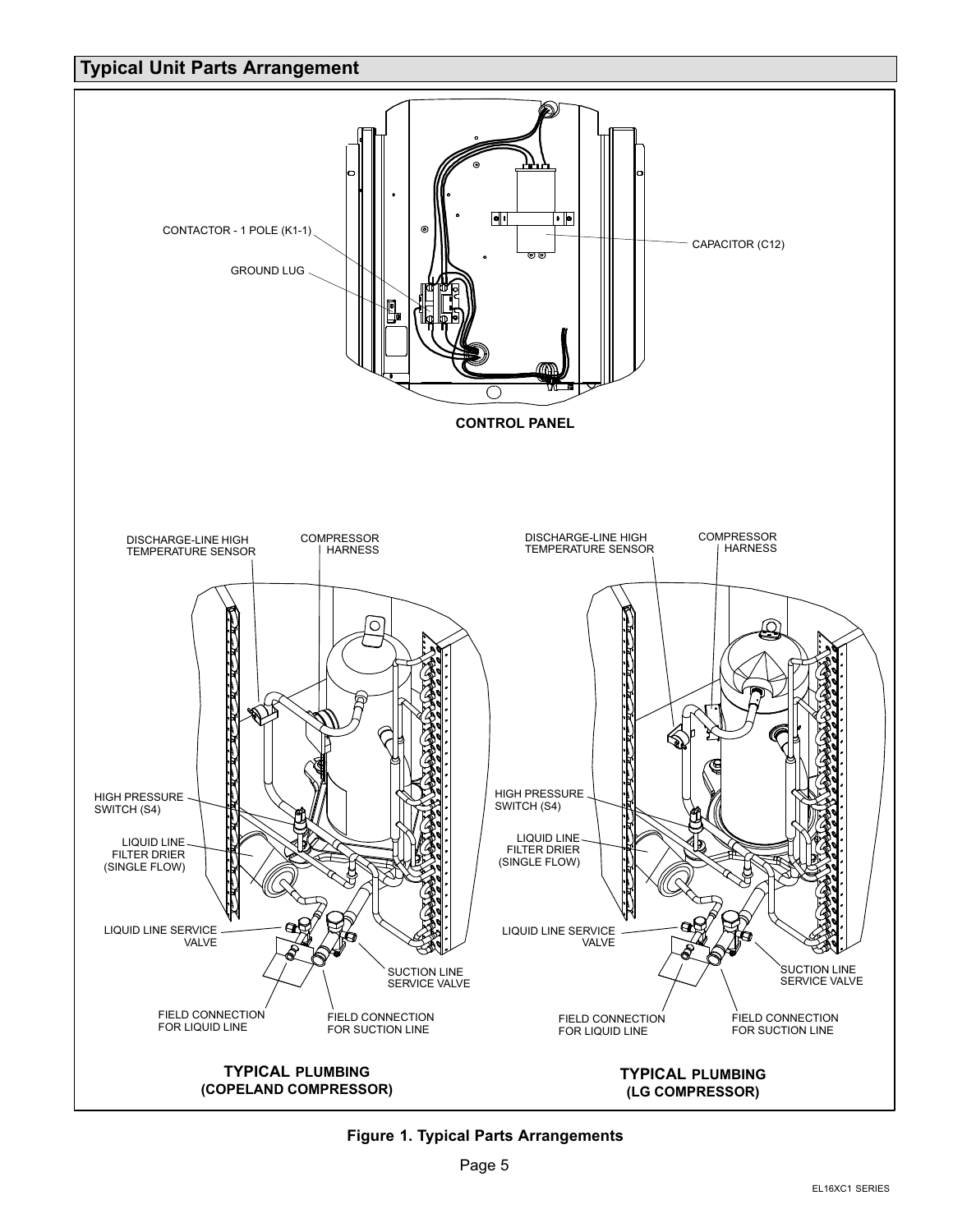## Typical Unit Parts Arrangement

CONTACTOR - 1 POLE (K1-1)

GROUND LUG

CAPACITOR (C12)

**CONTROL PANEL**

DISCHARGE-LINE HIGH TEMPERATURE SENSOR

COMPRESSOR HARNESS

HIGH PRESSURE SWITCH (S4)

LIQUID LINE FILTER DRIER (SINGLE FLOW)

LIQUID LINE SERVICE VALVE

SUCTION LINE SERVICE VALVE

FIELD CONNECTION FOR LIQUID LINE

FIELD CONNECTION FOR SUCTION LINE

**TYPICAL PLUMBING (COPELAND COMPRESSOR)**

DISCHARGE-LINE HIGH TEMPERATURE SENSOR

COMPRESSOR HARNESS

HIGH PRESSURE SWITCH (S4)

LIQUID LINE FILTER DRIER (SINGLE FLOW)

LIQUID LINE SERVICE VALVE

SUCTION LINE SERVICE VALVE

FIELD CONNECTION FOR LIQUID LINE

FIELD CONNECTION FOR SUCTION LINE

**TYPICAL PLUMBING (LG COMPRESSOR)**

**Figure 1. Typical Parts Arrangements**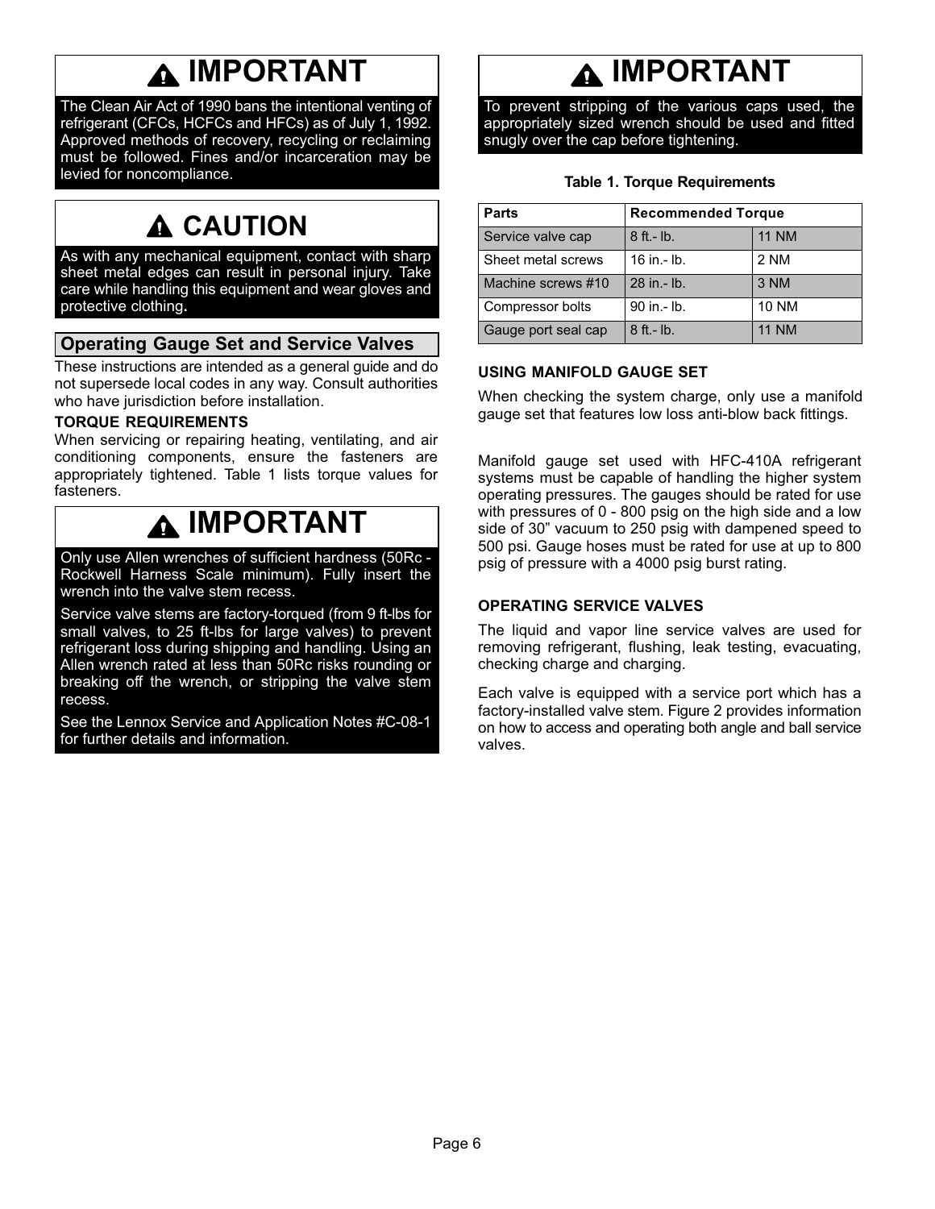## ⚠ IMPORTANT

The Clean Air Act of 1990 bans the intentional venting of refrigerant (CFCs, HCFCs and HFCs) as of July 1, 1992. Approved methods of recovery, recycling or reclaiming must be followed. Fines and/or incarceration may be levied for noncompliance.

## ⚠ CAUTION

As with any mechanical equipment, contact with sharp sheet metal edges can result in personal injury. Take care while handling this equipment and wear gloves and protective clothing**.**

## Operating Gauge Set and Service Valves

These instructions are intended as a general guide and do not supersede local codes in any way. Consult authorities who have jurisdiction before installation.

### TORQUE REQUIREMENTS

When servicing or repairing heating, ventilating, and air conditioning components, ensure the fasteners are appropriately tightened. Table 1 lists torque values for fasteners.

## ⚠ IMPORTANT

Only use Allen wrenches of sufficient hardness (50Rc - Rockwell Harness Scale minimum). Fully insert the wrench into the valve stem recess.

Service valve stems are factory-torqued (from 9 ft-lbs for small valves, to 25 ft-lbs for large valves) to prevent refrigerant loss during shipping and handling. Using an Allen wrench rated at less than 50Rc risks rounding or breaking off the wrench, or stripping the valve stem recess.

See the Lennox Service and Application Notes #C-08-1 for further details and information.

## ⚠ IMPORTANT

To prevent stripping of the various caps used, the appropriately sized wrench should be used and fitted snugly over the cap before tightening.

**Table 1. Torque Requirements**

| Parts | Recommended Torque | |
|---|---|---|
| Service valve cap | 8 ft.- lb. | 11 NM |
| Sheet metal screws | 16 in.- lb. | 2 NM |
| Machine screws #10 | 28 in.- lb. | 3 NM |
| Compressor bolts | 90 in.- lb. | 10 NM |
| Gauge port seal cap | 8 ft.- lb. | 11 NM |

### USING MANIFOLD GAUGE SET

When checking the system charge, only use a manifold gauge set that features low loss anti-blow back fittings.

Manifold gauge set used with HFC-410A refrigerant systems must be capable of handling the higher system operating pressures. The gauges should be rated for use with pressures of 0 - 800 psig on the high side and a low side of 30” vacuum to 250 psig with dampened speed to 500 psi. Gauge hoses must be rated for use at up to 800 psig of pressure with a 4000 psig burst rating.

### OPERATING SERVICE VALVES

The liquid and vapor line service valves are used for removing refrigerant, flushing, leak testing, evacuating, checking charge and charging.

Each valve is equipped with a service port which has a factory-installed valve stem. Figure 2 provides information on how to access and operating both angle and ball service valves.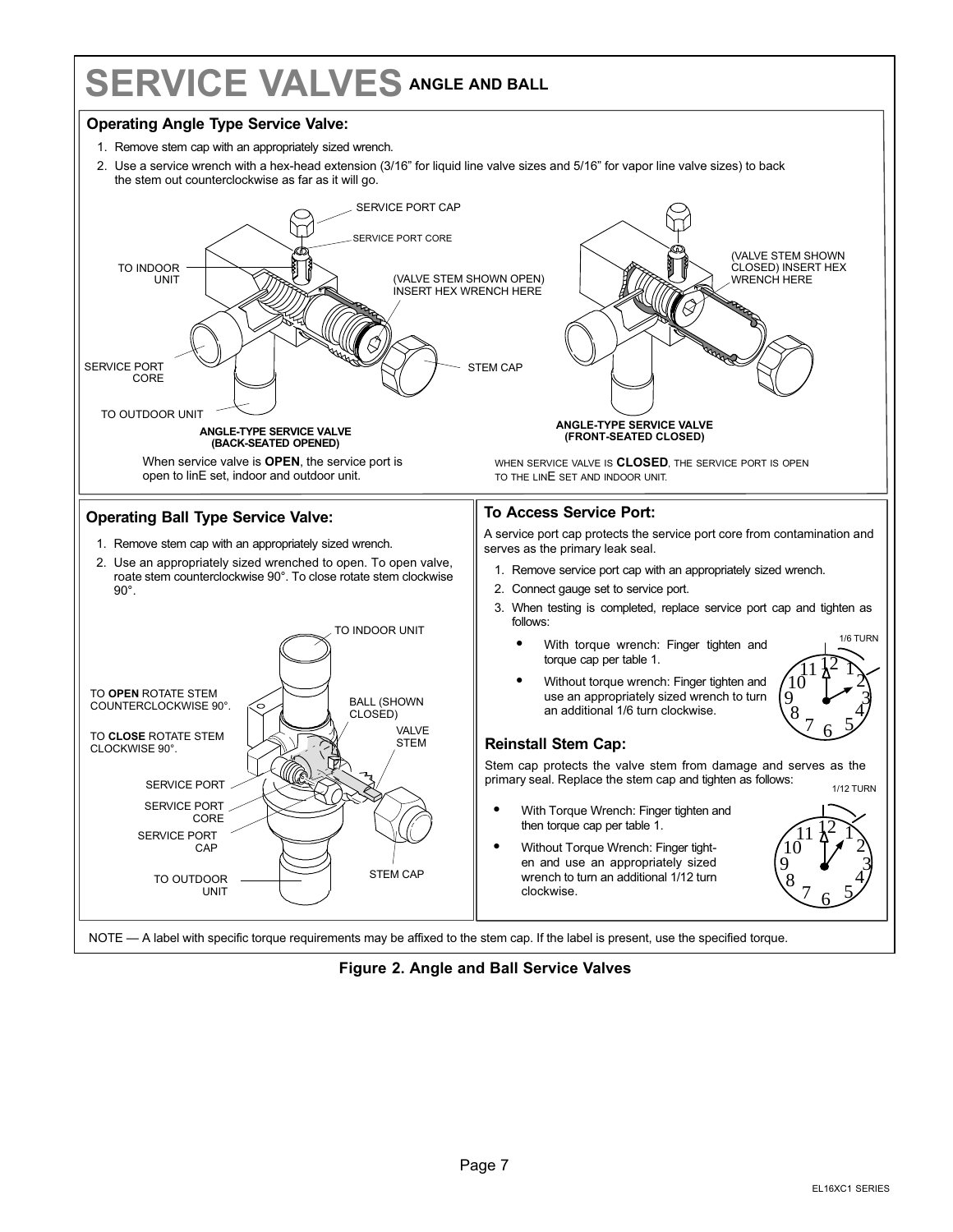# SERVICE VALVES ANGLE AND BALL

## Operating Angle Type Service Valve:

1. Remove stem cap with an appropriately sized wrench.
2. Use a service wrench with a hex-head extension (3/16" for liquid line valve sizes and 5/16" for vapor line valve sizes) to back the stem out counterclockwise as far as it will go.

SERVICE PORT CAP

SERVICE PORT CORE

TO INDOOR UNIT

(VALVE STEM SHOWN OPEN) INSERT HEX WRENCH HERE

SERVICE PORT CORE

STEM CAP

TO OUTDOOR UNIT

**ANGLE-TYPE SERVICE VALVE (BACK-SEATED OPENED)**

When service valve is **OPEN**, the service port is open to linE set, indoor and outdoor unit.

(VALVE STEM SHOWN CLOSED) INSERT HEX WRENCH HERE

**ANGLE-TYPE SERVICE VALVE (FRONT-SEATED CLOSED)**

WHEN SERVICE VALVE IS **CLOSED**, THE SERVICE PORT IS OPEN TO THE LINE SET AND INDOOR UNIT.

## Operating Ball Type Service Valve:

1. Remove stem cap with an appropriately sized wrench.
2. Use an appropriately sized wrenched to open. To open valve, roate stem counterclockwise 90°. To close rotate stem clockwise 90°.

TO INDOOR UNIT

TO **OPEN** ROTATE STEM COUNTERCLOCKWISE 90°.

TO **CLOSE** ROTATE STEM CLOCKWISE 90°.

BALL (SHOWN CLOSED)

VALVE STEM

SERVICE PORT

SERVICE PORT CORE

SERVICE PORT CAP

TO OUTDOOR UNIT

STEM CAP

## To Access Service Port:

A service port cap protects the service port core from contamination and serves as the primary leak seal.

1. Remove service port cap with an appropriately sized wrench.
2. Connect gauge set to service port.
3. When testing is completed, replace service port cap and tighten as follows:
   - With torque wrench: Finger tighten and torque cap per table 1.
   - Without torque wrench: Finger tighten and use an appropriately sized wrench to turn an additional 1/6 turn clockwise.

1/6 TURN

## Reinstall Stem Cap:

Stem cap protects the valve stem from damage and serves as the primary seal. Replace the stem cap and tighten as follows:

- With Torque Wrench: Finger tighten and then torque cap per table 1.
- Without Torque Wrench: Finger tighten and use an appropriately sized wrench to turn an additional 1/12 turn clockwise.

1/12 TURN

NOTE — A label with specific torque requirements may be affixed to the stem cap. If the label is present, use the specified torque.

**Figure 2. Angle and Ball Service Valves**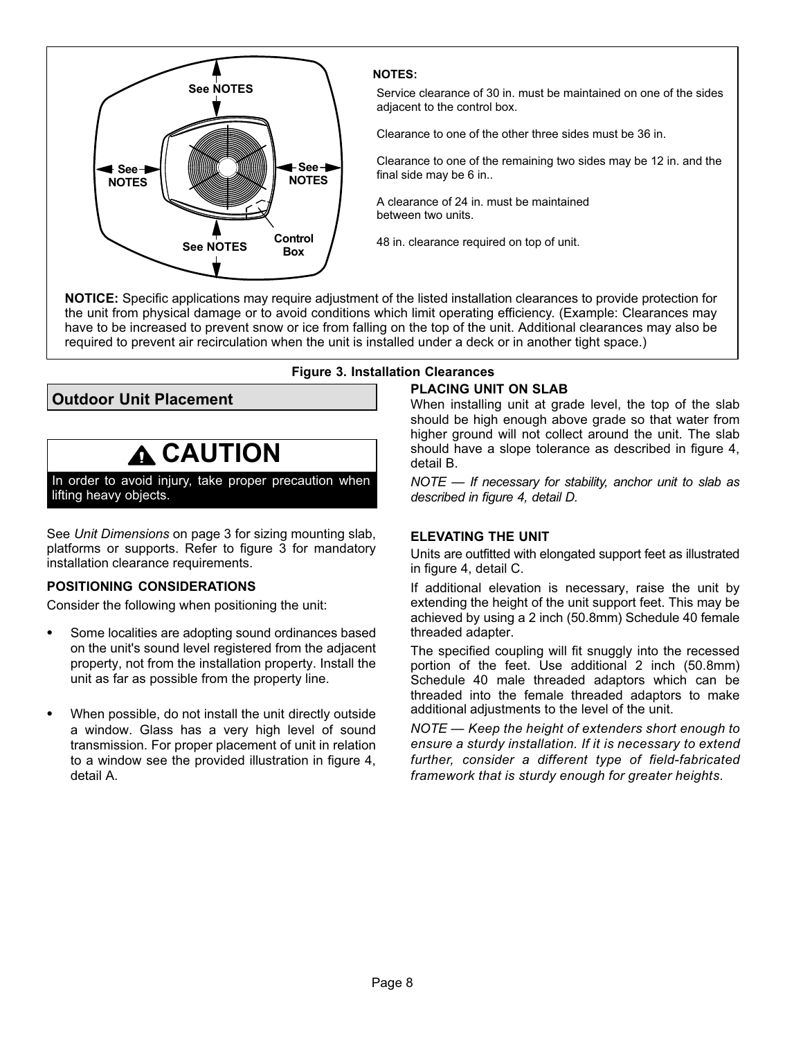See NOTES

See NOTES

See NOTES

See NOTES

Control Box

**NOTES:**

Service clearance of 30 in. must be maintained on one of the sides adjacent to the control box.

Clearance to one of the other three sides must be 36 in.

Clearance to one of the remaining two sides may be 12 in. and the final side may be 6 in..

A clearance of 24 in. must be maintained between two units.

48 in. clearance required on top of unit.

**NOTICE:** Specific applications may require adjustment of the listed installation clearances to provide protection for the unit from physical damage or to avoid conditions which limit operating efficiency. (Example: Clearances may have to be increased to prevent snow or ice from falling on the top of the unit. Additional clearances may also be required to prevent air recirculation when the unit is installed under a deck or in another tight space.)

**Figure 3. Installation Clearances**

## Outdoor Unit Placement

> **⚠ CAUTION**
>
> In order to avoid injury, take proper precaution when lifting heavy objects.

See *Unit Dimensions* on page 3 for sizing mounting slab, platforms or supports. Refer to figure 3 for mandatory installation clearance requirements.

### POSITIONING CONSIDERATIONS

Consider the following when positioning the unit:

- Some localities are adopting sound ordinances based on the unit's sound level registered from the adjacent property, not from the installation property. Install the unit as far as possible from the property line.
- When possible, do not install the unit directly outside a window. Glass has a very high level of sound transmission. For proper placement of unit in relation to a window see the provided illustration in figure 4, detail A.

### PLACING UNIT ON SLAB

When installing unit at grade level, the top of the slab should be high enough above grade so that water from higher ground will not collect around the unit. The slab should have a slope tolerance as described in figure 4, detail B.

*NOTE — If necessary for stability, anchor unit to slab as described in figure 4, detail D.*

### ELEVATING THE UNIT

Units are outfitted with elongated support feet as illustrated in figure 4, detail C.

If additional elevation is necessary, raise the unit by extending the height of the unit support feet. This may be achieved by using a 2 inch (50.8mm) Schedule 40 female threaded adapter.

The specified coupling will fit snuggly into the recessed portion of the feet. Use additional 2 inch (50.8mm) Schedule 40 male threaded adaptors which can be threaded into the female threaded adaptors to make additional adjustments to the level of the unit.

*NOTE — Keep the height of extenders short enough to ensure a sturdy installation. If it is necessary to extend further, consider a different type of field-fabricated framework that is sturdy enough for greater heights.*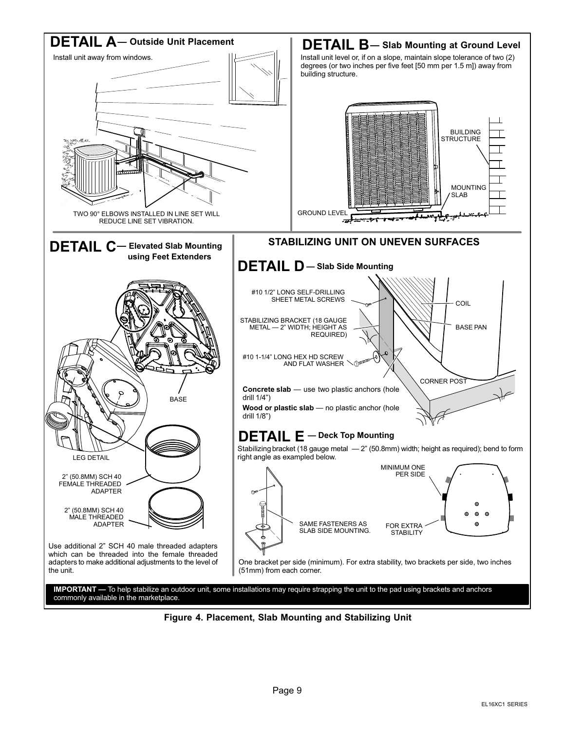## DETAIL A — Outside Unit Placement

Install unit away from windows.

TWO 90° ELBOWS INSTALLED IN LINE SET WILL REDUCE LINE SET VIBRATION.

## DETAIL B — Slab Mounting at Ground Level

Install unit level or, if on a slope, maintain slope tolerance of two (2) degrees (or two inches per five feet [50 mm per 1.5 m]) away from building structure.

BUILDING STRUCTURE

MOUNTING SLAB

GROUND LEVEL

## DETAIL C — Elevated Slab Mounting using Feet Extenders

BASE

LEG DETAIL

2" (50.8MM) SCH 40 FEMALE THREADED ADAPTER

2" (50.8MM) SCH 40 MALE THREADED ADAPTER

Use additional 2" SCH 40 male threaded adapters which can be threaded into the female threaded adapters to make additional adjustments to the level of the unit.

## STABILIZING UNIT ON UNEVEN SURFACES

## DETAIL D — Slab Side Mounting

#10 1/2" LONG SELF-DRILLING SHEET METAL SCREWS

STABILIZING BRACKET (18 GAUGE METAL — 2" WIDTH; HEIGHT AS REQUIRED)

#10 1-1/4" LONG HEX HD SCREW AND FLAT WASHER

COIL

BASE PAN

CORNER POST

**Concrete slab** — use two plastic anchors (hole drill 1/4")

**Wood or plastic slab** — no plastic anchor (hole drill 1/8")

## DETAIL E — Deck Top Mounting

Stabilizing bracket (18 gauge metal — 2" (50.8mm) width; height as required); bend to form right angle as exampled below.

SAME FASTENERS AS SLAB SIDE MOUNTING.

MINIMUM ONE PER SIDE

FOR EXTRA STABILITY

One bracket per side (minimum). For extra stability, two brackets per side, two inches (51mm) from each corner.

**IMPORTANT —** To help stabilize an outdoor unit, some installations may require strapping the unit to the pad using brackets and anchors commonly available in the marketplace.

**Figure 4. Placement, Slab Mounting and Stabilizing Unit**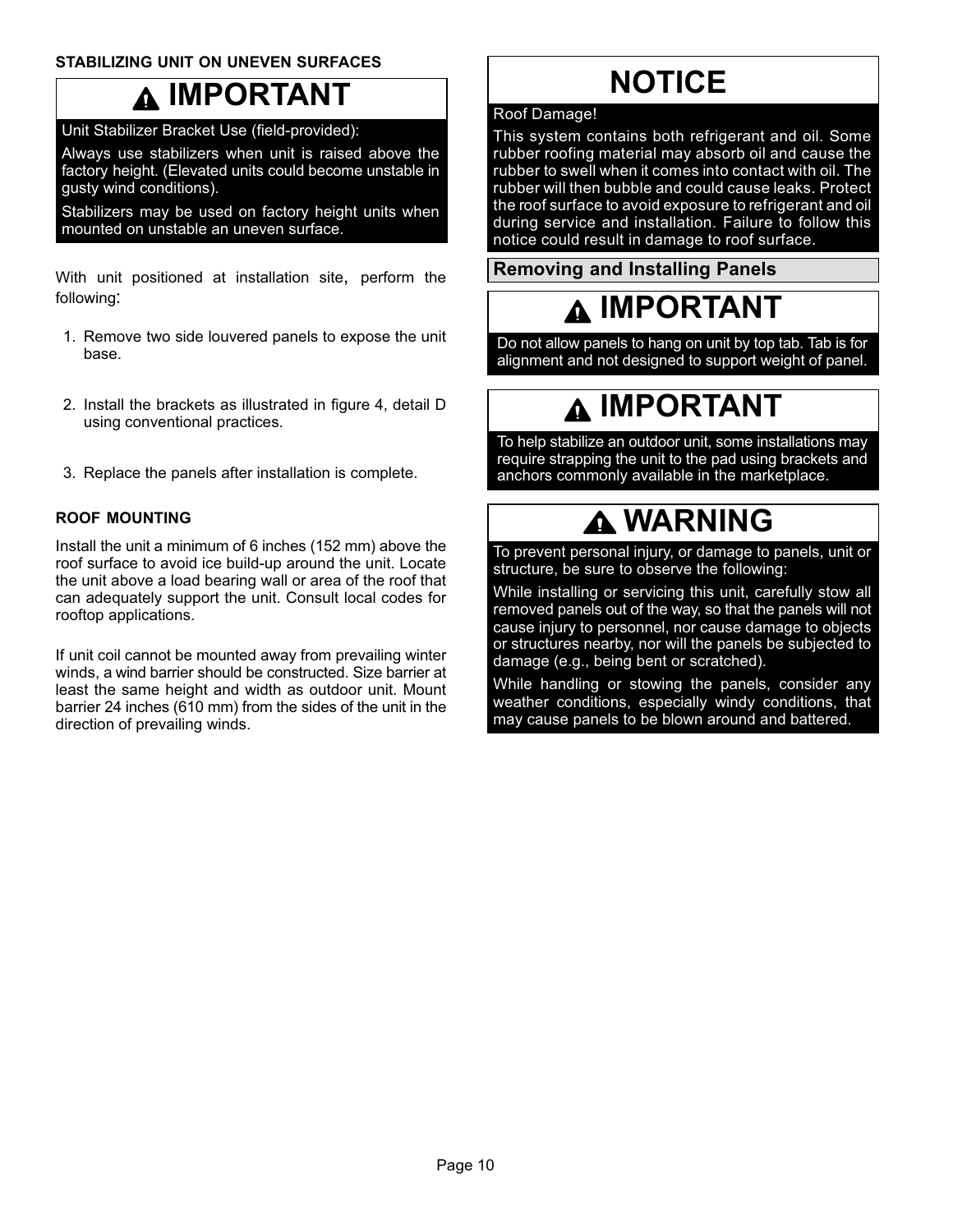### STABILIZING UNIT ON UNEVEN SURFACES

**IMPORTANT**

Unit Stabilizer Bracket Use (field-provided):

Always use stabilizers when unit is raised above the factory height. (Elevated units could become unstable in gusty wind conditions).

Stabilizers may be used on factory height units when mounted on unstable an uneven surface.

With unit positioned at installation site, perform the following:

1. Remove two side louvered panels to expose the unit base.
2. Install the brackets as illustrated in figure 4, detail D using conventional practices.
3. Replace the panels after installation is complete.

### ROOF MOUNTING

Install the unit a minimum of 6 inches (152 mm) above the roof surface to avoid ice build-up around the unit. Locate the unit above a load bearing wall or area of the roof that can adequately support the unit. Consult local codes for rooftop applications.

If unit coil cannot be mounted away from prevailing winter winds, a wind barrier should be constructed. Size barrier at least the same height and width as outdoor unit. Mount barrier 24 inches (610 mm) from the sides of the unit in the direction of prevailing winds.

**NOTICE**

Roof Damage!

This system contains both refrigerant and oil. Some rubber roofing material may absorb oil and cause the rubber to swell when it comes into contact with oil. The rubber will then bubble and could cause leaks. Protect the roof surface to avoid exposure to refrigerant and oil during service and installation. Failure to follow this notice could result in damage to roof surface.

## Removing and Installing Panels

**IMPORTANT**

Do not allow panels to hang on unit by top tab. Tab is for alignment and not designed to support weight of panel.

**IMPORTANT**

To help stabilize an outdoor unit, some installations may require strapping the unit to the pad using brackets and anchors commonly available in the marketplace.

**WARNING**

To prevent personal injury, or damage to panels, unit or structure, be sure to observe the following:

While installing or servicing this unit, carefully stow all removed panels out of the way, so that the panels will not cause injury to personnel, nor cause damage to objects or structures nearby, nor will the panels be subjected to damage (e.g., being bent or scratched).

While handling or stowing the panels, consider any weather conditions, especially windy conditions, that may cause panels to be blown around and battered.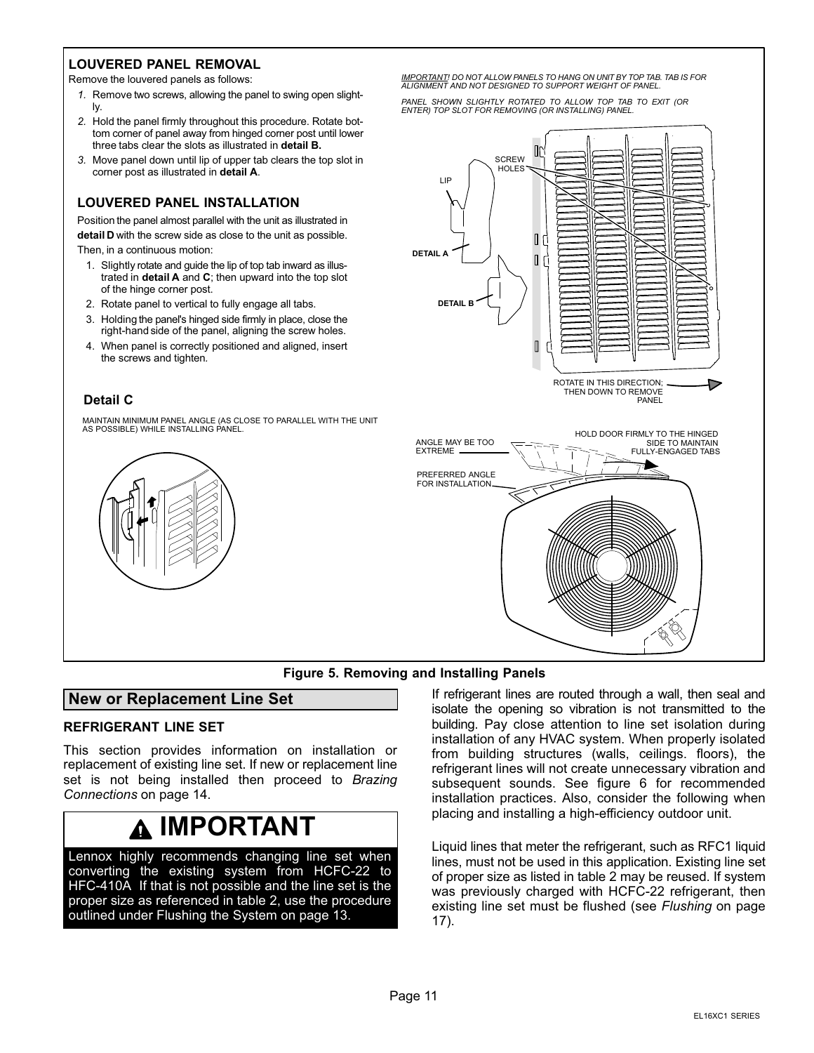### LOUVERED PANEL REMOVAL

Remove the louvered panels as follows:

1. Remove two screws, allowing the panel to swing open slightly.
2. Hold the panel firmly throughout this procedure. Rotate bottom corner of panel away from hinged corner post until lower three tabs clear the slots as illustrated in **detail B.**
3. Move panel down until lip of upper tab clears the top slot in corner post as illustrated in **detail A**.

### LOUVERED PANEL INSTALLATION

Position the panel almost parallel with the unit as illustrated in **detail D** with the screw side as close to the unit as possible. Then, in a continuous motion:

1. Slightly rotate and guide the lip of top tab inward as illustrated in **detail A** and **C**; then upward into the top slot of the hinge corner post.
2. Rotate panel to vertical to fully engage all tabs.
3. Holding the panel's hinged side firmly in place, close the right-hand side of the panel, aligning the screw holes.
4. When panel is correctly positioned and aligned, insert the screws and tighten.

**Detail C**

MAINTAIN MINIMUM PANEL ANGLE (AS CLOSE TO PARALLEL WITH THE UNIT AS POSSIBLE) WHILE INSTALLING PANEL.

*IMPORTANT! DO NOT ALLOW PANELS TO HANG ON UNIT BY TOP TAB. TAB IS FOR ALIGNMENT AND NOT DESIGNED TO SUPPORT WEIGHT OF PANEL.*

*PANEL SHOWN SLIGHTLY ROTATED TO ALLOW TOP TAB TO EXIT (OR ENTER) TOP SLOT FOR REMOVING (OR INSTALLING) PANEL.*

SCREW HOLES

LIP

DETAIL A

DETAIL B

ROTATE IN THIS DIRECTION; THEN DOWN TO REMOVE PANEL

ANGLE MAY BE TOO EXTREME

HOLD DOOR FIRMLY TO THE HINGED SIDE TO MAINTAIN FULLY-ENGAGED TABS

PREFERRED ANGLE FOR INSTALLATION

**Figure 5. Removing and Installing Panels**

## New or Replacement Line Set

### REFRIGERANT LINE SET

This section provides information on installation or replacement of existing line set. If new or replacement line set is not being installed then proceed to *Brazing Connections* on page 14.

> **⚠ IMPORTANT**
>
> Lennox highly recommends changing line set when converting the existing system from HCFC-22 to HFC-410A If that is not possible and the line set is the proper size as referenced in table 2, use the procedure outlined under Flushing the System on page 13.

If refrigerant lines are routed through a wall, then seal and isolate the opening so vibration is not transmitted to the building. Pay close attention to line set isolation during installation of any HVAC system. When properly isolated from building structures (walls, ceilings. floors), the refrigerant lines will not create unnecessary vibration and subsequent sounds. See figure 6 for recommended installation practices. Also, consider the following when placing and installing a high-efficiency outdoor unit.

Liquid lines that meter the refrigerant, such as RFC1 liquid lines, must not be used in this application. Existing line set of proper size as listed in table 2 may be reused. If system was previously charged with HCFC-22 refrigerant, then existing line set must be flushed (see *Flushing* on page 17).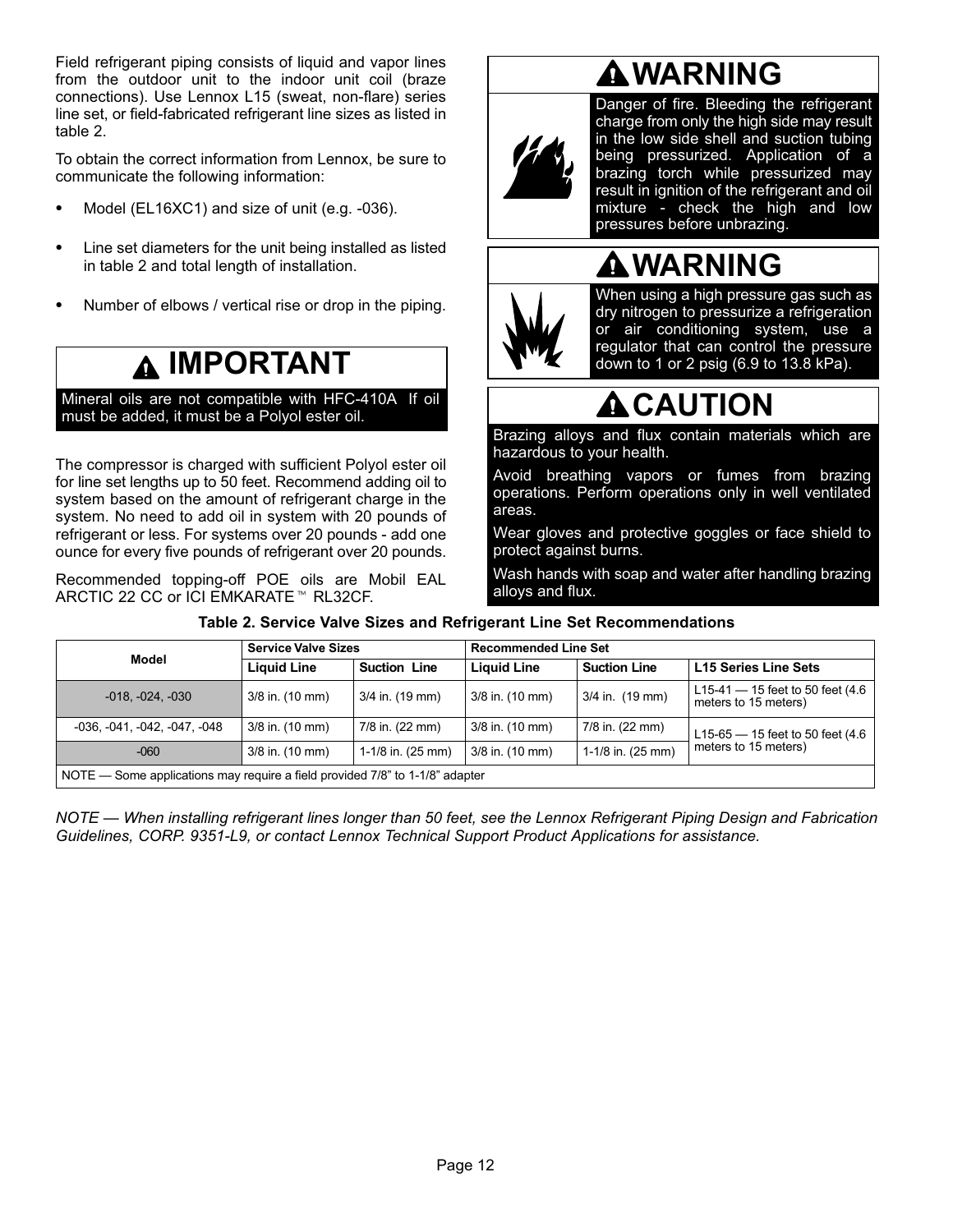Field refrigerant piping consists of liquid and vapor lines from the outdoor unit to the indoor unit coil (braze connections). Use Lennox L15 (sweat, non-flare) series line set, or field-fabricated refrigerant line sizes as listed in table 2.

To obtain the correct information from Lennox, be sure to communicate the following information:

- Model (EL16XC1) and size of unit (e.g. -036).
- Line set diameters for the unit being installed as listed in table 2 and total length of installation.
- Number of elbows / vertical rise or drop in the piping.

## IMPORTANT

Mineral oils are not compatible with HFC-410A. If oil must be added, it must be a Polyol ester oil.

The compressor is charged with sufficient Polyol ester oil for line set lengths up to 50 feet. Recommend adding oil to system based on the amount of refrigerant charge in the system. No need to add oil in system with 20 pounds of refrigerant or less. For systems over 20 pounds - add one ounce for every five pounds of refrigerant over 20 pounds.

Recommended topping-off POE oils are Mobil EAL ARCTIC 22 CC or ICI EMKARATE™ RL32CF.

## WARNING

Danger of fire. Bleeding the refrigerant charge from only the high side may result in the low side shell and suction tubing being pressurized. Application of a brazing torch while pressurized may result in ignition of the refrigerant and oil mixture - check the high and low pressures before unbrazing.

## WARNING

When using a high pressure gas such as dry nitrogen to pressurize a refrigeration or air conditioning system, use a regulator that can control the pressure down to 1 or 2 psig (6.9 to 13.8 kPa).

## CAUTION

Brazing alloys and flux contain materials which are hazardous to your health.

Avoid breathing vapors or fumes from brazing operations. Perform operations only in well ventilated areas.

Wear gloves and protective goggles or face shield to protect against burns.

Wash hands with soap and water after handling brazing alloys and flux.

**Table 2. Service Valve Sizes and Refrigerant Line Set Recommendations**

| Model | Service Valve Sizes | | Recommended Line Set | | |
|---|---|---|---|---|---|
| | Liquid Line | Suction Line | Liquid Line | Suction Line | L15 Series Line Sets |
| -018, -024, -030 | 3/8 in. (10 mm) | 3/4 in. (19 mm) | 3/8 in. (10 mm) | 3/4 in. (19 mm) | L15-41 — 15 feet to 50 feet (4.6 meters to 15 meters) |
| -036, -041, -042, -047, -048 | 3/8 in. (10 mm) | 7/8 in. (22 mm) | 3/8 in. (10 mm) | 7/8 in. (22 mm) | L15-65 — 15 feet to 50 feet (4.6 meters to 15 meters) |
| -060 | 3/8 in. (10 mm) | 1-1/8 in. (25 mm) | 3/8 in. (10 mm) | 1-1/8 in. (25 mm) | |
| NOTE — Some applications may require a field provided 7/8" to 1-1/8" adapter | | | | | |

*NOTE — When installing refrigerant lines longer than 50 feet, see the Lennox Refrigerant Piping Design and Fabrication Guidelines, CORP. 9351-L9, or contact Lennox Technical Support Product Applications for assistance.*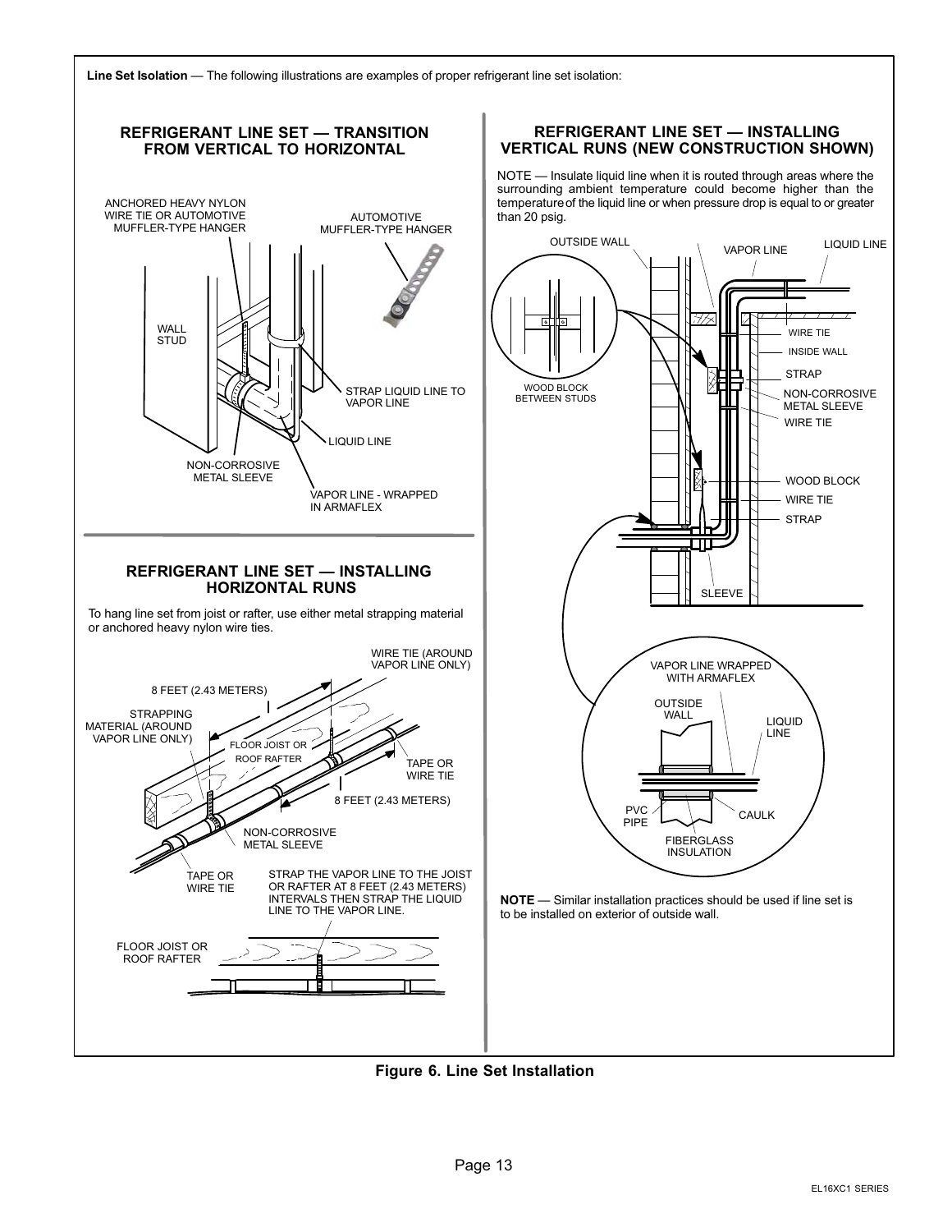**Line Set Isolation** — The following illustrations are examples of proper refrigerant line set isolation:

### REFRIGERANT LINE SET — TRANSITION FROM VERTICAL TO HORIZONTAL

ANCHORED HEAVY NYLON WIRE TIE OR AUTOMOTIVE MUFFLER-TYPE HANGER

AUTOMOTIVE MUFFLER-TYPE HANGER

WALL STUD

STRAP LIQUID LINE TO VAPOR LINE

LIQUID LINE

NON-CORROSIVE METAL SLEEVE

VAPOR LINE - WRAPPED IN ARMAFLEX

### REFRIGERANT LINE SET — INSTALLING HORIZONTAL RUNS

To hang line set from joist or rafter, use either metal strapping material or anchored heavy nylon wire ties.

WIRE TIE (AROUND VAPOR LINE ONLY)

8 FEET (2.43 METERS)

STRAPPING MATERIAL (AROUND VAPOR LINE ONLY)

FLOOR JOIST OR ROOF RAFTER

TAPE OR WIRE TIE

8 FEET (2.43 METERS)

NON-CORROSIVE METAL SLEEVE

TAPE OR WIRE TIE

STRAP THE VAPOR LINE TO THE JOIST OR RAFTER AT 8 FEET (2.43 METERS) INTERVALS THEN STRAP THE LIQUID LINE TO THE VAPOR LINE.

FLOOR JOIST OR ROOF RAFTER

### REFRIGERANT LINE SET — INSTALLING VERTICAL RUNS (NEW CONSTRUCTION SHOWN)

NOTE — Insulate liquid line when it is routed through areas where the surrounding ambient temperature could become higher than the temperature of the liquid line or when pressure drop is equal to or greater than 20 psig.

OUTSIDE WALL

VAPOR LINE

LIQUID LINE

WOOD BLOCK BETWEEN STUDS

WIRE TIE

INSIDE WALL

STRAP

NON-CORROSIVE METAL SLEEVE

WIRE TIE

WOOD BLOCK

WIRE TIE

STRAP

SLEEVE

VAPOR LINE WRAPPED WITH ARMAFLEX

OUTSIDE WALL

LIQUID LINE

PVC PIPE

CAULK

FIBERGLASS INSULATION

**NOTE** — Similar installation practices should be used if line set is to be installed on exterior of outside wall.

**Figure 6. Line Set Installation**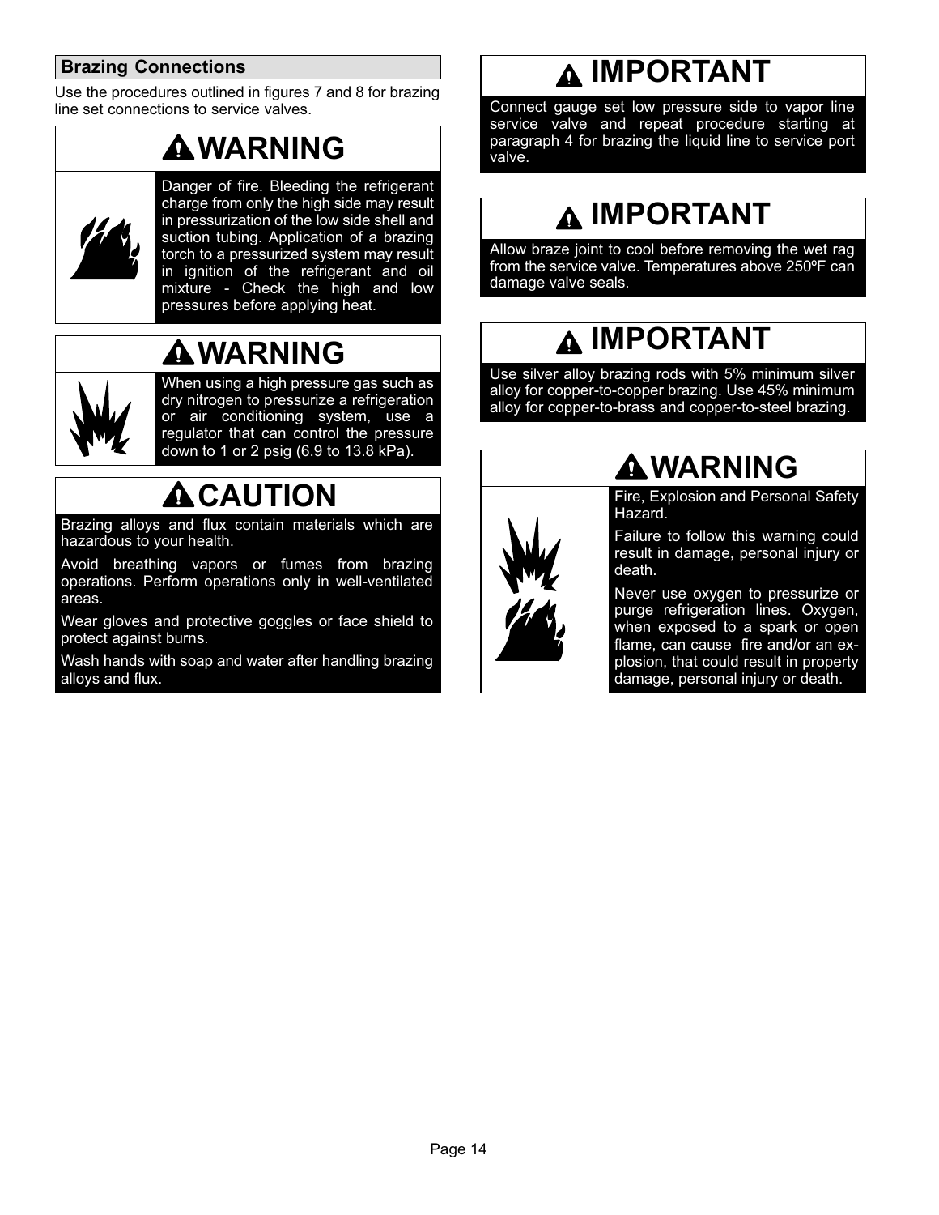## Brazing Connections

Use the procedures outlined in figures 7 and 8 for brazing line set connections to service valves.

**WARNING**

Danger of fire. Bleeding the refrigerant charge from only the high side may result in pressurization of the low side shell and suction tubing. Application of a brazing torch to a pressurized system may result in ignition of the refrigerant and oil mixture - Check the high and low pressures before applying heat.

**WARNING**

When using a high pressure gas such as dry nitrogen to pressurize a refrigeration or air conditioning system, use a regulator that can control the pressure down to 1 or 2 psig (6.9 to 13.8 kPa).

**CAUTION**

Brazing alloys and flux contain materials which are hazardous to your health.

Avoid breathing vapors or fumes from brazing operations. Perform operations only in well-ventilated areas.

Wear gloves and protective goggles or face shield to protect against burns.

Wash hands with soap and water after handling brazing alloys and flux.

**IMPORTANT**

Connect gauge set low pressure side to vapor line service valve and repeat procedure starting at paragraph 4 for brazing the liquid line to service port valve.

**IMPORTANT**

Allow braze joint to cool before removing the wet rag from the service valve. Temperatures above 250ºF can damage valve seals.

**IMPORTANT**

Use silver alloy brazing rods with 5% minimum silver alloy for copper-to-copper brazing. Use 45% minimum alloy for copper-to-brass and copper-to-steel brazing.

**WARNING**

Fire, Explosion and Personal Safety Hazard.

Failure to follow this warning could result in damage, personal injury or death.

Never use oxygen to pressurize or purge refrigeration lines. Oxygen, when exposed to a spark or open flame, can cause fire and/or an explosion, that could result in property damage, personal injury or death.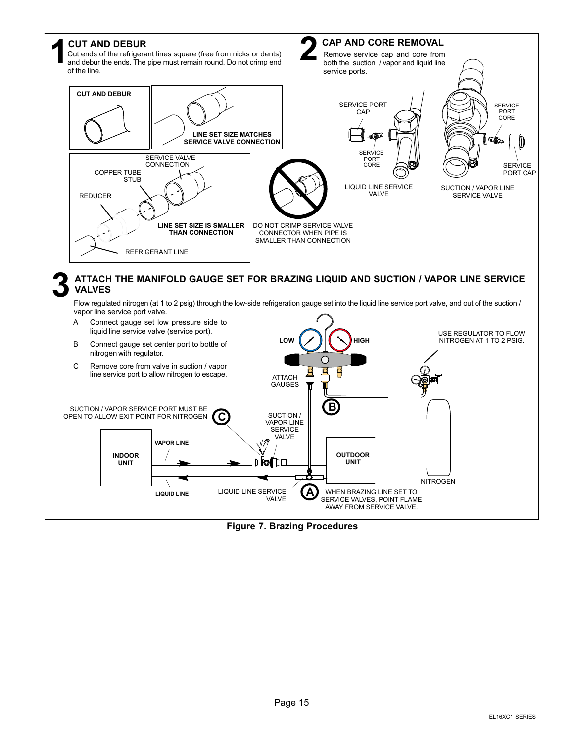## 1 CUT AND DEBUR

Cut ends of the refrigerant lines square (free from nicks or dents) and debur the ends. The pipe must remain round. Do not crimp end of the line.

CUT AND DEBUR

LINE SET SIZE MATCHES SERVICE VALVE CONNECTION

SERVICE VALVE CONNECTION

COPPER TUBE STUB

REDUCER

LINE SET SIZE IS SMALLER THAN CONNECTION

REFRIGERANT LINE

DO NOT CRIMP SERVICE VALVE CONNECTOR WHEN PIPE IS SMALLER THAN CONNECTION

## 2 CAP AND CORE REMOVAL

Remove service cap and core from both the suction / vapor and liquid line service ports.

SERVICE PORT CAP

SERVICE PORT CORE

LIQUID LINE SERVICE VALVE

SERVICE PORT CORE

SERVICE PORT CAP

SUCTION / VAPOR LINE SERVICE VALVE

## 3 ATTACH THE MANIFOLD GAUGE SET FOR BRAZING LIQUID AND SUCTION / VAPOR LINE SERVICE VALVES

Flow regulated nitrogen (at 1 to 2 psig) through the low-side refrigeration gauge set into the liquid line service port valve, and out of the suction / vapor line service port valve.

A Connect gauge set low pressure side to liquid line service valve (service port).

B Connect gauge set center port to bottle of nitrogen with regulator.

C Remove core from valve in suction / vapor line service port to allow nitrogen to escape.

LOW

HIGH

USE REGULATOR TO FLOW NITROGEN AT 1 TO 2 PSIG.

ATTACH GAUGES

SUCTION / VAPOR SERVICE PORT MUST BE OPEN TO ALLOW EXIT POINT FOR NITROGEN (C)

SUCTION / VAPOR LINE SERVICE VALVE

(B)

INDOOR UNIT

VAPOR LINE

OUTDOOR UNIT

NITROGEN

LIQUID LINE

LIQUID LINE SERVICE VALVE

(A) WHEN BRAZING LINE SET TO SERVICE VALVES, POINT FLAME AWAY FROM SERVICE VALVE.

**Figure 7. Brazing Procedures**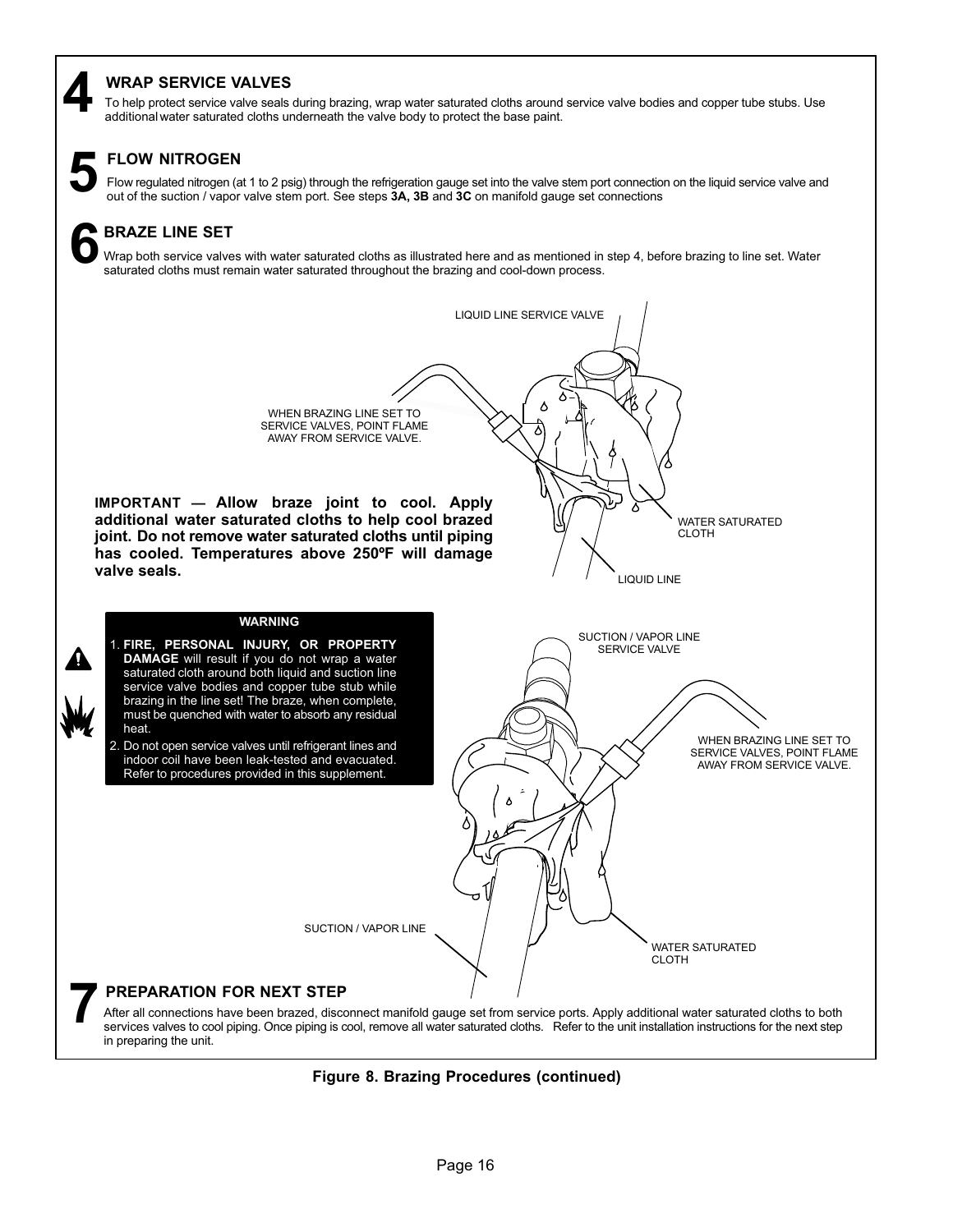## 4 WRAP SERVICE VALVES

To help protect service valve seals during brazing, wrap water saturated cloths around service valve bodies and copper tube stubs. Use additional water saturated cloths underneath the valve body to protect the base paint.

## 5 FLOW NITROGEN

Flow regulated nitrogen (at 1 to 2 psig) through the refrigeration gauge set into the valve stem port connection on the liquid service valve and out of the suction / vapor valve stem port. See steps **3A, 3B** and **3C** on manifold gauge set connections

## 6 BRAZE LINE SET

Wrap both service valves with water saturated cloths as illustrated here and as mentioned in step 4, before brazing to line set. Water saturated cloths must remain water saturated throughout the brazing and cool-down process.

LIQUID LINE SERVICE VALVE

WHEN BRAZING LINE SET TO SERVICE VALVES, POINT FLAME AWAY FROM SERVICE VALVE.

WATER SATURATED CLOTH

LIQUID LINE

**IMPORTANT — Allow braze joint to cool. Apply additional water saturated cloths to help cool brazed joint. Do not remove water saturated cloths until piping has cooled. Temperatures above 250ºF will damage valve seals.**

**WARNING**

1. **FIRE, PERSONAL INJURY, OR PROPERTY DAMAGE** will result if you do not wrap a water saturated cloth around both liquid and suction line service valve bodies and copper tube stub while brazing in the line set! The braze, when complete, must be quenched with water to absorb any residual heat.
2. Do not open service valves until refrigerant lines and indoor coil have been leak-tested and evacuated. Refer to procedures provided in this supplement.

SUCTION / VAPOR LINE SERVICE VALVE

WHEN BRAZING LINE SET TO SERVICE VALVES, POINT FLAME AWAY FROM SERVICE VALVE.

SUCTION / VAPOR LINE

WATER SATURATED CLOTH

## 7 PREPARATION FOR NEXT STEP

After all connections have been brazed, disconnect manifold gauge set from service ports. Apply additional water saturated cloths to both services valves to cool piping. Once piping is cool, remove all water saturated cloths. Refer to the unit installation instructions for the next step in preparing the unit.

**Figure 8. Brazing Procedures (continued)**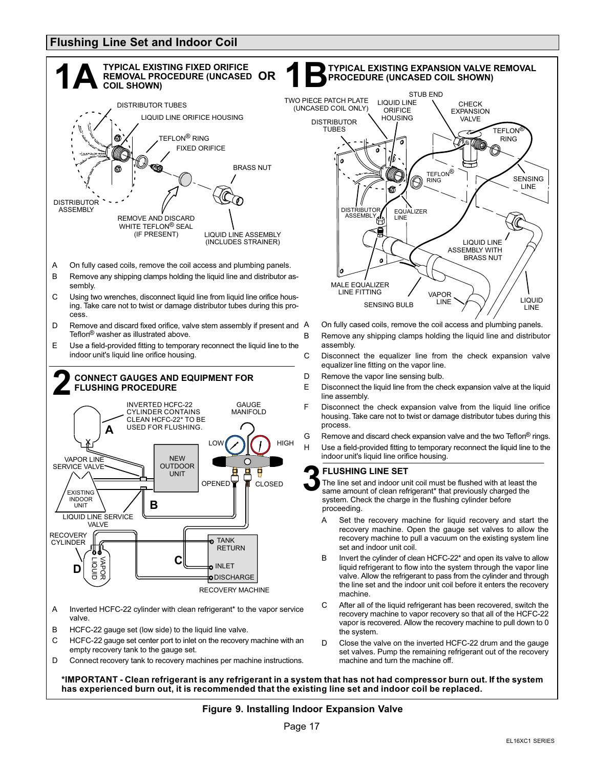## Flushing Line Set and Indoor Coil

### 1A TYPICAL EXISTING FIXED ORIFICE REMOVAL PROCEDURE (UNCASED COIL SHOWN)

DISTRIBUTOR TUBES

LIQUID LINE ORIFICE HOUSING

TEFLON® RING

FIXED ORIFICE

BRASS NUT

DISTRIBUTOR ASSEMBLY

REMOVE AND DISCARD WHITE TEFLON® SEAL (IF PRESENT)

LIQUID LINE ASSEMBLY (INCLUDES STRAINER)

- A On fully cased coils, remove the coil access and plumbing panels.
- B Remove any shipping clamps holding the liquid line and distributor assembly.
- C Using two wrenches, disconnect liquid line from liquid line orifice housing. Take care not to twist or damage distributor tubes during this process.
- D Remove and discard fixed orifice, valve stem assembly if present and Teflon® washer as illustrated above.
- E Use a field-provided fitting to temporary reconnect the liquid line to the indoor unit's liquid line orifice housing.

**OR**

### 1B TYPICAL EXISTING EXPANSION VALVE REMOVAL PROCEDURE (UNCASED COIL SHOWN)

TWO PIECE PATCH PLATE (UNCASED COIL ONLY)

DISTRIBUTOR TUBES

LIQUID LINE ORIFICE HOUSING

STUB END

CHECK EXPANSION VALVE

TEFLON® RING

TEFLON® RING

SENSING LINE

DISTRIBUTOR ASSEMBLY

EQUALIZER LINE

LIQUID LINE ASSEMBLY WITH BRASS NUT

MALE EQUALIZER LINE FITTING

SENSING BULB

VAPOR LINE

LIQUID LINE

- A On fully cased coils, remove the coil access and plumbing panels.
- B Remove any shipping clamps holding the liquid line and distributor assembly.
- C Disconnect the equalizer line from the check expansion valve equalizer line fitting on the vapor line.
- D Remove the vapor line sensing bulb.
- E Disconnect the liquid line from the check expansion valve at the liquid line assembly.
- F Disconnect the check expansion valve from the liquid line orifice housing. Take care not to twist or damage distributor tubes during this process.
- G Remove and discard check expansion valve and the two Teflon® rings.
- H Use a field-provided fitting to temporary reconnect the liquid line to the indoor unit's liquid line orifice housing.

### 2 CONNECT GAUGES AND EQUIPMENT FOR FLUSHING PROCEDURE

INVERTED HCFC-22 CYLINDER CONTAINS CLEAN HCFC-22* TO BE USED FOR FLUSHING.

GAUGE MANIFOLD

LOW

HIGH

VAPOR LINE SERVICE VALVE

NEW OUTDOOR UNIT

OPENED

CLOSED

EXISTING INDOOR UNIT

LIQUID LINE SERVICE VALVE

RECOVERY CYLINDER

TANK RETURN

INLET

DISCHARGE

VAPOR

LIQUID

RECOVERY MACHINE

- A Inverted HCFC-22 cylinder with clean refrigerant* to the vapor service valve.
- B HCFC-22 gauge set (low side) to the liquid line valve.
- C HCFC-22 gauge set center port to inlet on the recovery machine with an empty recovery tank to the gauge set.
- D Connect recovery tank to recovery machines per machine instructions.

### 3 FLUSHING LINE SET

The line set and indoor unit coil must be flushed with at least the same amount of clean refrigerant* that previously charged the system. Check the charge in the flushing cylinder before proceeding.

- A Set the recovery machine for liquid recovery and start the recovery machine. Open the gauge set valves to allow the recovery machine to pull a vacuum on the existing system line set and indoor unit coil.
- B Invert the cylinder of clean HCFC-22* and open its valve to allow liquid refrigerant to flow into the system through the vapor line valve. Allow the refrigerant to pass from the cylinder and through the line set and the indoor unit coil before it enters the recovery machine.
- C After all of the liquid refrigerant has been recovered, switch the recovery machine to vapor recovery so that all of the HCFC-22 vapor is recovered. Allow the recovery machine to pull down to 0 the system.
- D Close the valve on the inverted HCFC-22 drum and the gauge set valves. Pump the remaining refrigerant out of the recovery machine and turn the machine off.

**\*IMPORTANT - Clean refrigerant is any refrigerant in a system that has not had compressor burn out. If the system has experienced burn out, it is recommended that the existing line set and indoor coil be replaced.**

**Figure 9. Installing Indoor Expansion Valve**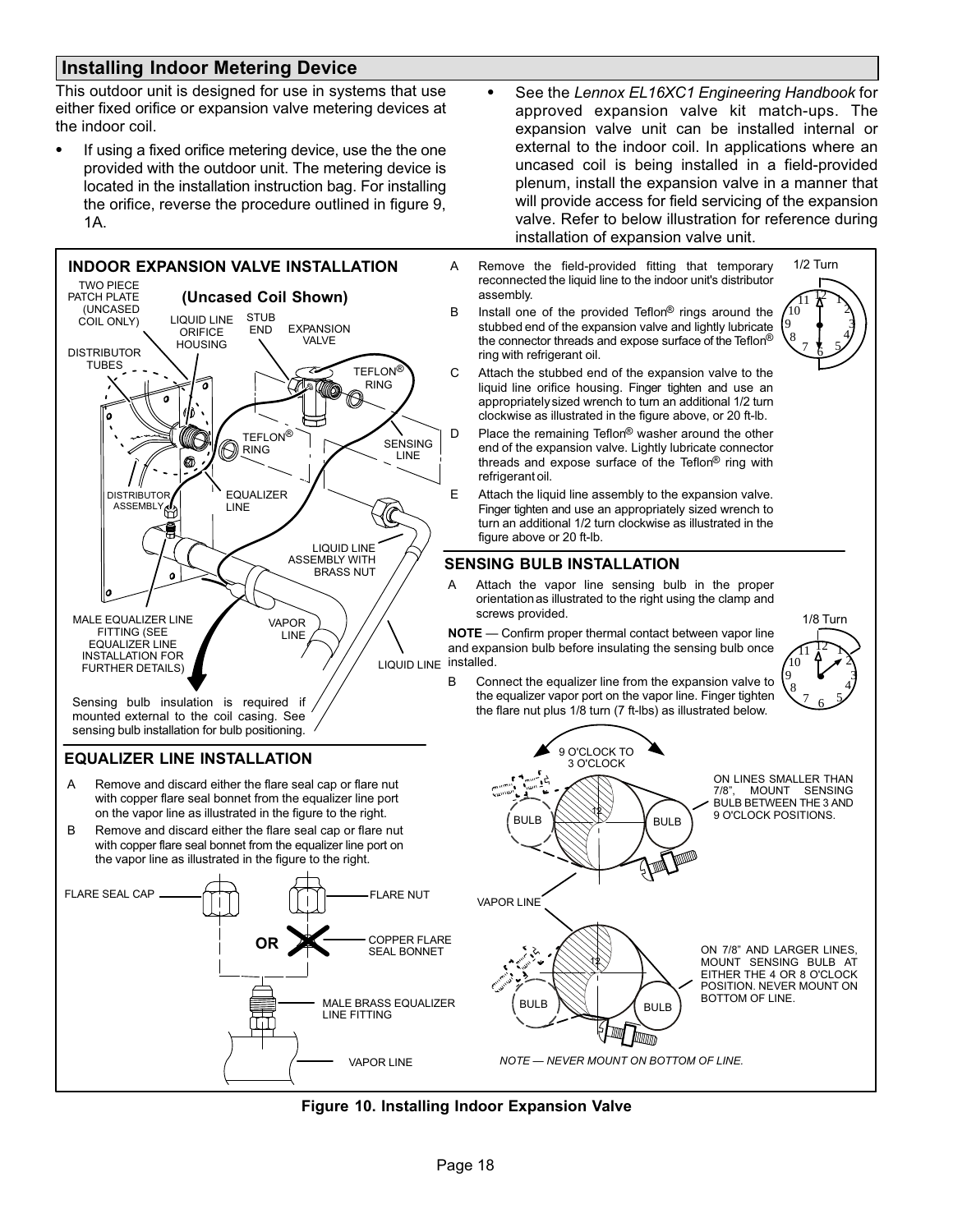## Installing Indoor Metering Device

This outdoor unit is designed for use in systems that use either fixed orifice or expansion valve metering devices at the indoor coil.

- If using a fixed orifice metering device, use the the one provided with the outdoor unit. The metering device is located in the installation instruction bag. For installing the orifice, reverse the procedure outlined in figure 9, 1A.
- See the *Lennox EL16XC1 Engineering Handbook* for approved expansion valve kit match-ups. The expansion valve unit can be installed internal or external to the indoor coil. In applications where an uncased coil is being installed in a field-provided plenum, install the expansion valve in a manner that will provide access for field servicing of the expansion valve. Refer to below illustration for reference during installation of expansion valve unit.

### INDOOR EXPANSION VALVE INSTALLATION

**(Uncased Coil Shown)**

TWO PIECE PATCH PLATE (UNCASED COIL ONLY) · LIQUID LINE ORIFICE HOUSING · STUB END · EXPANSION VALVE · DISTRIBUTOR TUBES · TEFLON® RING · TEFLON® RING · SENSING LINE · DISTRIBUTOR ASSEMBLY · EQUALIZER LINE · LIQUID LINE ASSEMBLY WITH BRASS NUT · MALE EQUALIZER LINE FITTING (SEE EQUALIZER LINE INSTALLATION FOR FURTHER DETAILS) · VAPOR LINE · LIQUID LINE

Sensing bulb insulation is required if mounted external to the coil casing. See sensing bulb installation for bulb positioning.

A. Remove the field-provided fitting that temporary reconnected the liquid line to the indoor unit's distributor assembly.

B. Install one of the provided Teflon® rings around the stubbed end of the expansion valve and lightly lubricate the connector threads and expose surface of the Teflon® ring with refrigerant oil.

C. Attach the stubbed end of the expansion valve to the liquid line orifice housing. Finger tighten and use an appropriately sized wrench to turn an additional 1/2 turn clockwise as illustrated in the figure above, or 20 ft-lb.

D. Place the remaining Teflon® washer around the other end of the expansion valve. Lightly lubricate connector threads and expose surface of the Teflon® ring with refrigerant oil.

E. Attach the liquid line assembly to the expansion valve. Finger tighten and use an appropriately sized wrench to turn an additional 1/2 turn clockwise as illustrated in the figure above or 20 ft-lb.

1/2 Turn

### SENSING BULB INSTALLATION

A. Attach the vapor line sensing bulb in the proper orientation as illustrated to the right using the clamp and screws provided.

**NOTE** — Confirm proper thermal contact between vapor line and expansion bulb before insulating the sensing bulb once installed.

B. Connect the equalizer line from the expansion valve to the equalizer vapor port on the vapor line. Finger tighten the flare nut plus 1/8 turn (7 ft-lbs) as illustrated below.

1/8 Turn

9 O'CLOCK TO 3 O'CLOCK · BULB · BULB · VAPOR LINE

ON LINES SMALLER THAN 7/8", MOUNT SENSING BULB BETWEEN THE 3 AND 9 O'CLOCK POSITIONS.

ON 7/8" AND LARGER LINES, MOUNT SENSING BULB AT EITHER THE 4 OR 8 O'CLOCK POSITION. NEVER MOUNT ON BOTTOM OF LINE.

*NOTE — NEVER MOUNT ON BOTTOM OF LINE.*

### EQUALIZER LINE INSTALLATION

A. Remove and discard either the flare seal cap or flare nut with copper flare seal bonnet from the equalizer line port on the vapor line as illustrated in the figure to the right.

B. Remove and discard either the flare seal cap or flare nut with copper flare seal bonnet from the equalizer line port on the vapor line as illustrated in the figure to the right.

FLARE SEAL CAP · OR · FLARE NUT · COPPER FLARE SEAL BONNET · MALE BRASS EQUALIZER LINE FITTING · VAPOR LINE

**Figure 10. Installing Indoor Expansion Valve**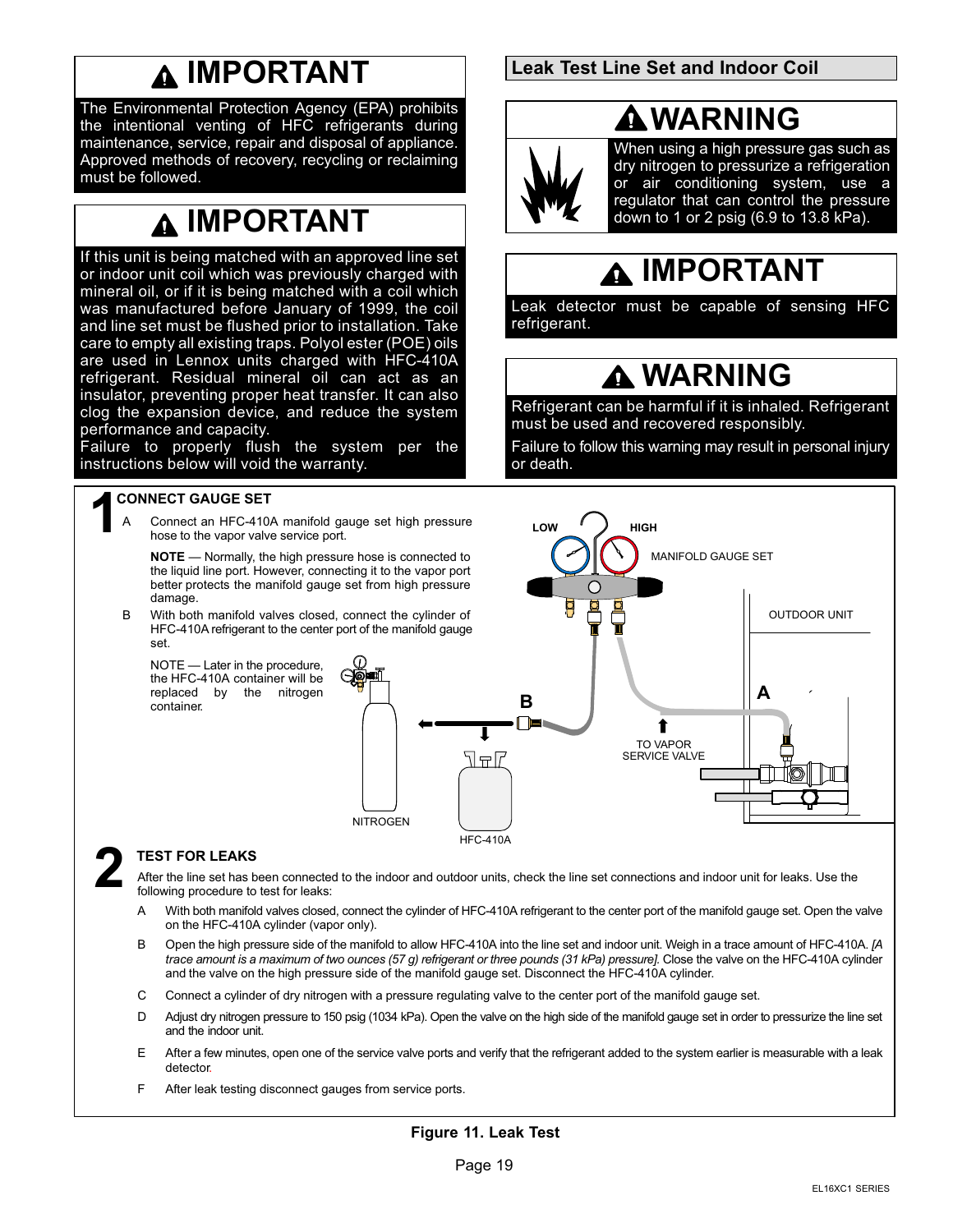## IMPORTANT

The Environmental Protection Agency (EPA) prohibits the intentional venting of HFC refrigerants during maintenance, service, repair and disposal of appliance. Approved methods of recovery, recycling or reclaiming must be followed.

## IMPORTANT

If this unit is being matched with an approved line set or indoor unit coil which was previously charged with mineral oil, or if it is being matched with a coil which was manufactured before January of 1999, the coil and line set must be flushed prior to installation. Take care to empty all existing traps. Polyol ester (POE) oils are used in Lennox units charged with HFC-410A refrigerant. Residual mineral oil can act as an insulator, preventing proper heat transfer. It can also clog the expansion device, and reduce the system performance and capacity.

Failure to properly flush the system per the instructions below will void the warranty.

## Leak Test Line Set and Indoor Coil

## WARNING

When using a high pressure gas such as dry nitrogen to pressurize a refrigeration or air conditioning system, use a regulator that can control the pressure down to 1 or 2 psig (6.9 to 13.8 kPa).

## IMPORTANT

Leak detector must be capable of sensing HFC refrigerant.

## WARNING

Refrigerant can be harmful if it is inhaled. Refrigerant must be used and recovered responsibly.

Failure to follow this warning may result in personal injury or death.

### 1 CONNECT GAUGE SET

A. Connect an HFC-410A manifold gauge set high pressure hose to the vapor valve service port.

**NOTE** — Normally, the high pressure hose is connected to the liquid line port. However, connecting it to the vapor port better protects the manifold gauge set from high pressure damage.

B. With both manifold valves closed, connect the cylinder of HFC-410A refrigerant to the center port of the manifold gauge set.

NOTE — Later in the procedure, the HFC-410A container will be replaced by the nitrogen container.

LOW | HIGH | MANIFOLD GAUGE SET | OUTDOOR UNIT | A | B | TO VAPOR SERVICE VALVE | NITROGEN | HFC-410A

### 2 TEST FOR LEAKS

After the line set has been connected to the indoor and outdoor units, check the line set connections and indoor unit for leaks. Use the following procedure to test for leaks:

A. With both manifold valves closed, connect the cylinder of HFC-410A refrigerant to the center port of the manifold gauge set. Open the valve on the HFC-410A cylinder (vapor only).

B. Open the high pressure side of the manifold to allow HFC-410A into the line set and indoor unit. Weigh in a trace amount of HFC-410A. *[A trace amount is a maximum of two ounces (57 g) refrigerant or three pounds (31 kPa) pressure].* Close the valve on the HFC-410A cylinder and the valve on the high pressure side of the manifold gauge set. Disconnect the HFC-410A cylinder.

C. Connect a cylinder of dry nitrogen with a pressure regulating valve to the center port of the manifold gauge set.

D. Adjust dry nitrogen pressure to 150 psig (1034 kPa). Open the valve on the high side of the manifold gauge set in order to pressurize the line set and the indoor unit.

E. After a few minutes, open one of the service valve ports and verify that the refrigerant added to the system earlier is measurable with a leak detector.

F. After leak testing disconnect gauges from service ports.

**Figure 11. Leak Test**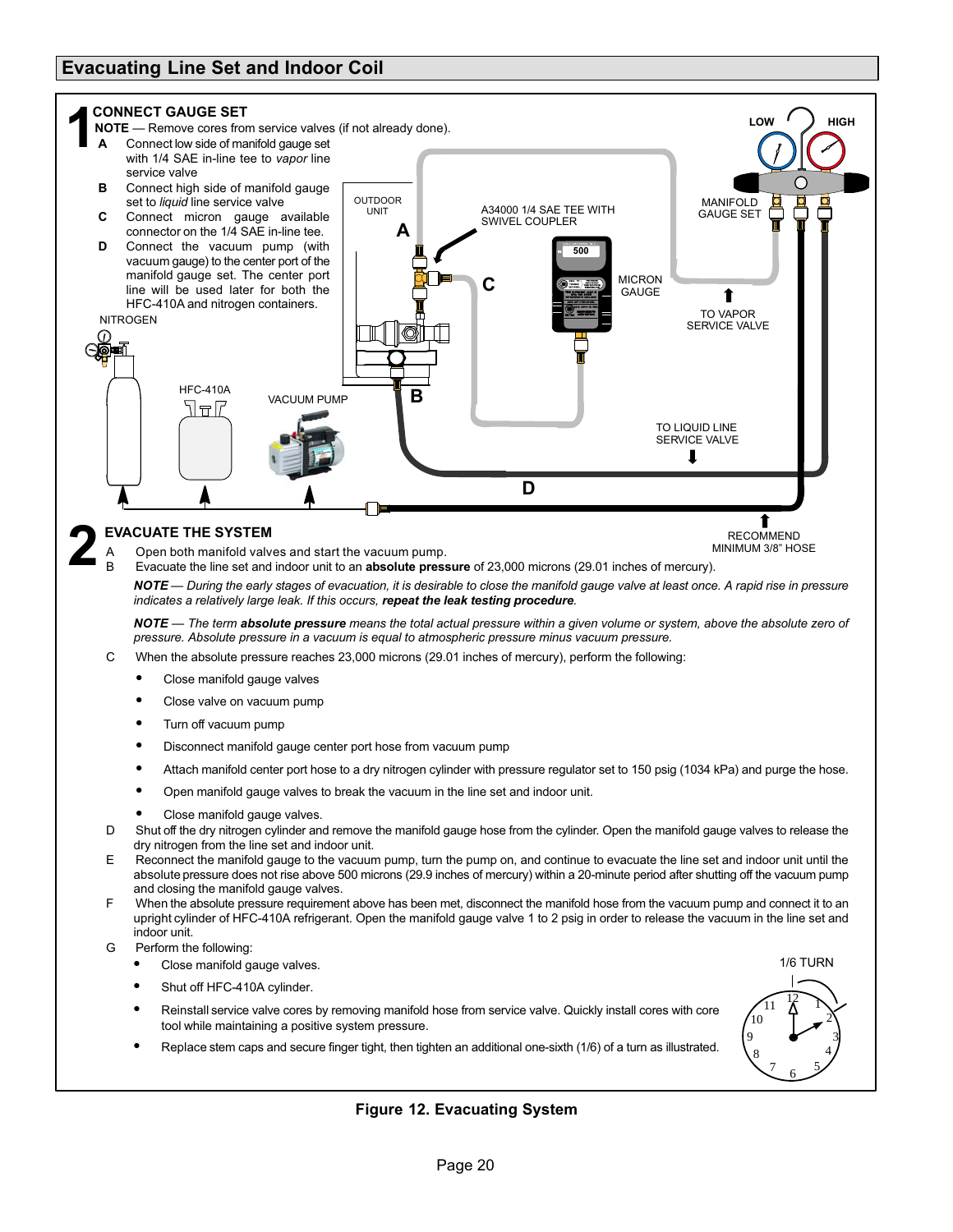## Evacuating Line Set and Indoor Coil

### 1 CONNECT GAUGE SET

**NOTE** — Remove cores from service valves (if not already done).

- **A** Connect low side of manifold gauge set with 1/4 SAE in-line tee to *vapor* line service valve
- **B** Connect high side of manifold gauge set to *liquid* line service valve
- **C** Connect micron gauge available connector on the 1/4 SAE in-line tee.
- **D** Connect the vacuum pump (with vacuum gauge) to the center port of the manifold gauge set. The center port line will be used later for both the HFC-410A and nitrogen containers.

NITROGEN

HFC-410A

VACUUM PUMP

OUTDOOR UNIT

A34000 1/4 SAE TEE WITH SWIVEL COUPLER

MICRON GAUGE

MANIFOLD GAUGE SET

LOW HIGH

TO VAPOR SERVICE VALVE

TO LIQUID LINE SERVICE VALVE

RECOMMEND MINIMUM 3/8" HOSE

### 2 EVACUATE THE SYSTEM

- A Open both manifold valves and start the vacuum pump.
- B Evacuate the line set and indoor unit to an **absolute pressure** of 23,000 microns (29.01 inches of mercury).

  ***NOTE** — During the early stages of evacuation, it is desirable to close the manifold gauge valve at least once. A rapid rise in pressure indicates a relatively large leak. If this occurs, **repeat the leak testing procedure**.*

  ***NOTE** — The term **absolute pressure** means the total actual pressure within a given volume or system, above the absolute zero of pressure. Absolute pressure in a vacuum is equal to atmospheric pressure minus vacuum pressure.*

- C When the absolute pressure reaches 23,000 microns (29.01 inches of mercury), perform the following:
  - Close manifold gauge valves
  - Close valve on vacuum pump
  - Turn off vacuum pump
  - Disconnect manifold gauge center port hose from vacuum pump
  - Attach manifold center port hose to a dry nitrogen cylinder with pressure regulator set to 150 psig (1034 kPa) and purge the hose.
  - Open manifold gauge valves to break the vacuum in the line set and indoor unit.
  - Close manifold gauge valves.
- D Shut off the dry nitrogen cylinder and remove the manifold gauge hose from the cylinder. Open the manifold gauge valves to release the dry nitrogen from the line set and indoor unit.
- E Reconnect the manifold gauge to the vacuum pump, turn the pump on, and continue to evacuate the line set and indoor unit until the absolute pressure does not rise above 500 microns (29.9 inches of mercury) within a 20-minute period after shutting off the vacuum pump and closing the manifold gauge valves.
- F When the absolute pressure requirement above has been met, disconnect the manifold hose from the vacuum pump and connect it to an upright cylinder of HFC-410A refrigerant. Open the manifold gauge valve 1 to 2 psig in order to release the vacuum in the line set and indoor unit.
- G Perform the following:
  - Close manifold gauge valves.
  - Shut off HFC-410A cylinder.
  - Reinstall service valve cores by removing manifold hose from service valve. Quickly install cores with core tool while maintaining a positive system pressure.
  - Replace stem caps and secure finger tight, then tighten an additional one-sixth (1/6) of a turn as illustrated.

1/6 TURN

**Figure 12. Evacuating System**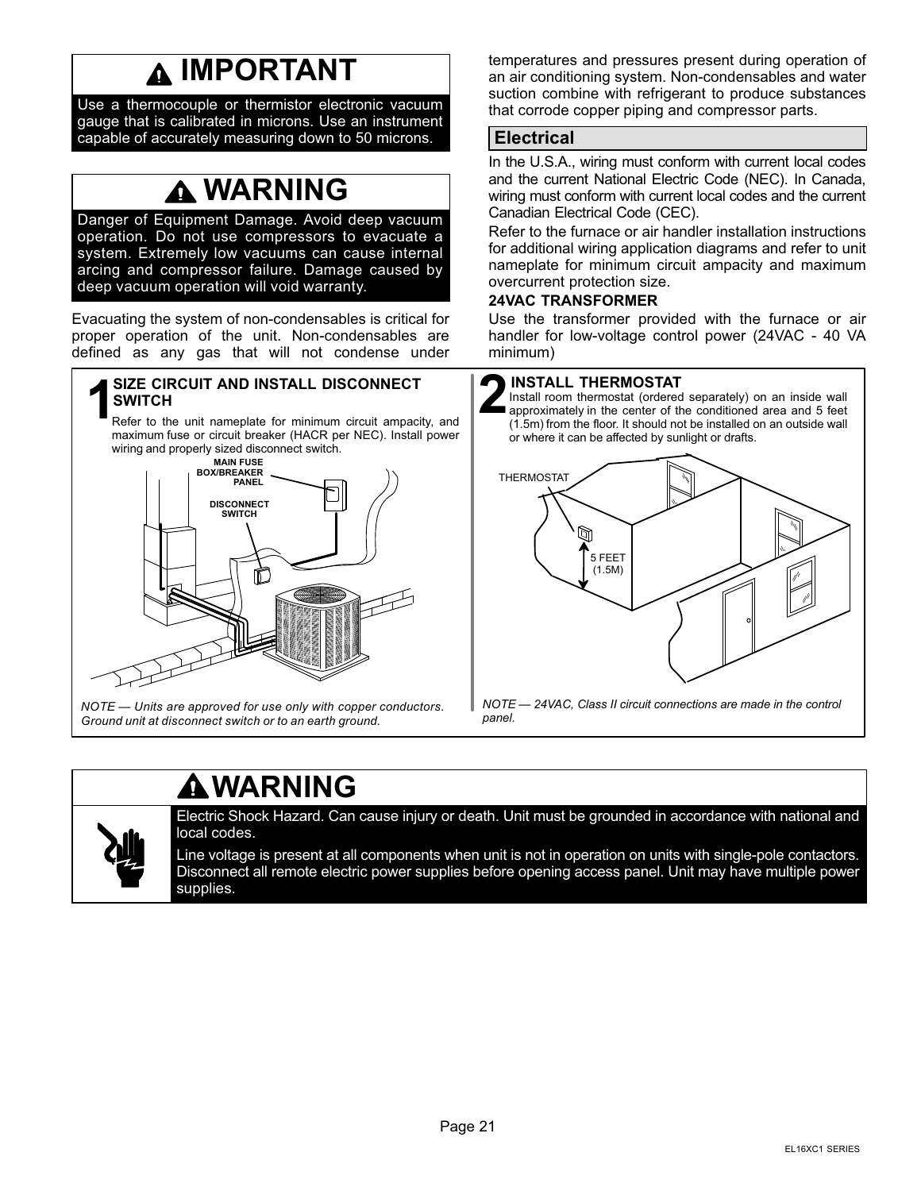## IMPORTANT

Use a thermocouple or thermistor electronic vacuum gauge that is calibrated in microns. Use an instrument capable of accurately measuring down to 50 microns.

## WARNING

Danger of Equipment Damage. Avoid deep vacuum operation. Do not use compressors to evacuate a system. Extremely low vacuums can cause internal arcing and compressor failure. Damage caused by deep vacuum operation will void warranty.

Evacuating the system of non-condensables is critical for proper operation of the unit. Non-condensables are defined as any gas that will not condense under temperatures and pressures present during operation of an air conditioning system. Non-condensables and water suction combine with refrigerant to produce substances that corrode copper piping and compressor parts.

## Electrical

In the U.S.A., wiring must conform with current local codes and the current National Electric Code (NEC). In Canada, wiring must conform with current local codes and the current Canadian Electrical Code (CEC).

Refer to the furnace or air handler installation instructions for additional wiring application diagrams and refer to unit nameplate for minimum circuit ampacity and maximum overcurrent protection size.

**24VAC TRANSFORMER**

Use the transformer provided with the furnace or air handler for low-voltage control power (24VAC - 40 VA minimum)

### 1 SIZE CIRCUIT AND INSTALL DISCONNECT SWITCH

Refer to the unit nameplate for minimum circuit ampacity, and maximum fuse or circuit breaker (HACR per NEC). Install power wiring and properly sized disconnect switch.

MAIN FUSE BOX/BREAKER PANEL

DISCONNECT SWITCH

*NOTE — Units are approved for use only with copper conductors. Ground unit at disconnect switch or to an earth ground.*

### 2 INSTALL THERMOSTAT

Install room thermostat (ordered separately) on an inside wall approximately in the center of the conditioned area and 5 feet (1.5m) from the floor. It should not be installed on an outside wall or where it can be affected by sunlight or drafts.

THERMOSTAT

5 FEET (1.5M)

*NOTE — 24VAC, Class II circuit connections are made in the control panel.*

## WARNING

Electric Shock Hazard. Can cause injury or death. Unit must be grounded in accordance with national and local codes.

Line voltage is present at all components when unit is not in operation on units with single-pole contactors. Disconnect all remote electric power supplies before opening access panel. Unit may have multiple power supplies.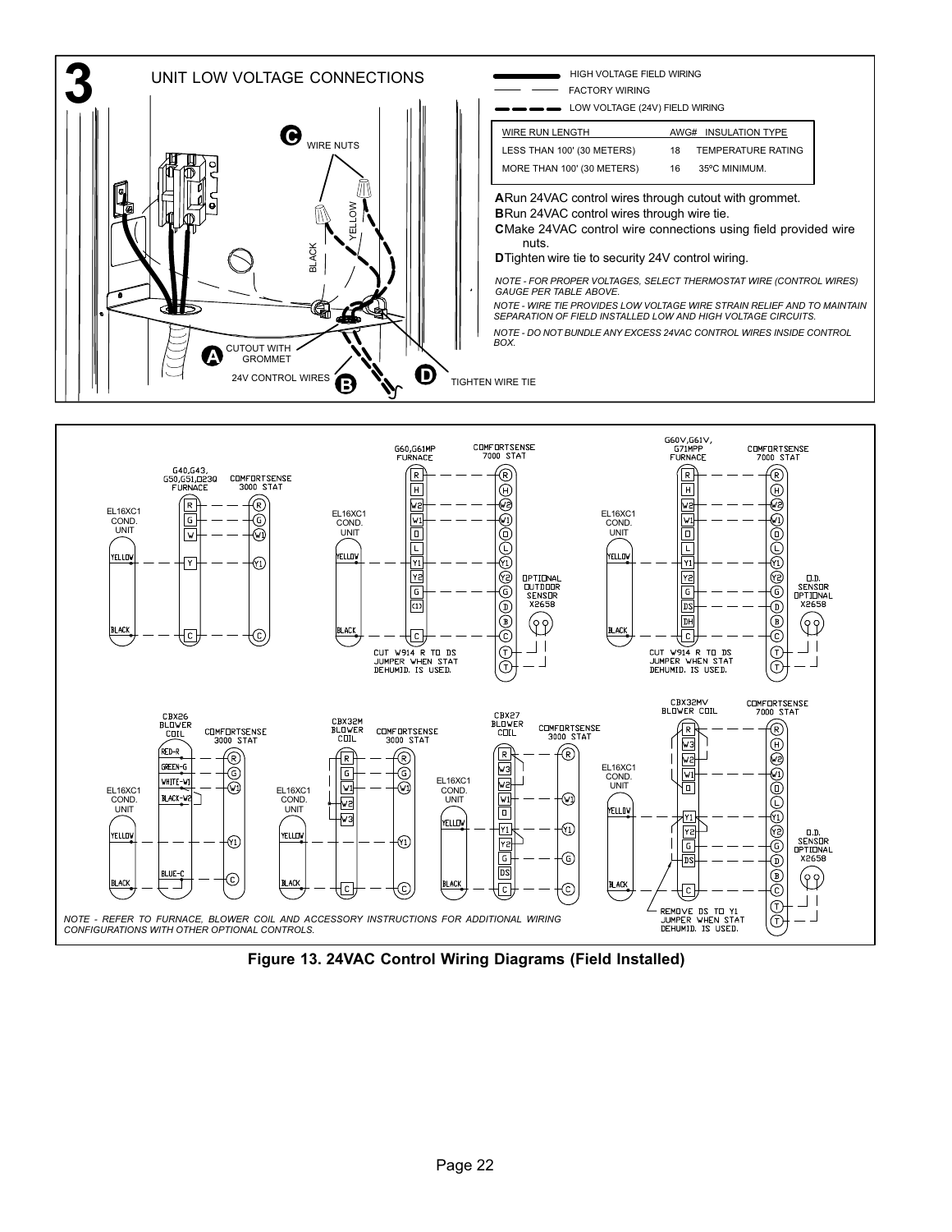## 3 UNIT LOW VOLTAGE CONNECTIONS

HIGH VOLTAGE FIELD WIRING
FACTORY WIRING
LOW VOLTAGE (24V) FIELD WIRING

| WIRE RUN LENGTH | AWG# | INSULATION TYPE |
|---|---|---|
| LESS THAN 100' (30 METERS) | 18 | TEMPERATURE RATING |
| MORE THAN 100' (30 METERS) | 16 | 35ºC MINIMUM. |

**A** Run 24VAC control wires through cutout with grommet.

**B** Run 24VAC control wires through wire tie.

**C** Make 24VAC control wire connections using field provided wire nuts.

**D** Tighten wire tie to security 24V control wiring.

*NOTE - FOR PROPER VOLTAGES, SELECT THERMOSTAT WIRE (CONTROL WIRES) GAUGE PER TABLE ABOVE.*

*NOTE - WIRE TIE PROVIDES LOW VOLTAGE WIRE STRAIN RELIEF AND TO MAINTAIN SEPARATION OF FIELD INSTALLED LOW AND HIGH VOLTAGE CIRCUITS.*

*NOTE - DO NOT BUNDLE ANY EXCESS 24VAC CONTROL WIRES INSIDE CONTROL BOX.*

WIRE NUTS, BLACK, YELLOW, CUTOUT WITH GROMMET, 24V CONTROL WIRES, TIGHTEN WIRE TIE

EL16XC1 COND. UNIT — G40,G43, G50,G51,Q23Q FURNACE — COMFORTSENSE 3000 STAT

EL16XC1 COND. UNIT — G60,G61MP FURNACE — COMFORTSENSE 7000 STAT — OPTIONAL OUTDOOR SENSOR X2658

CUT W914 R TO DS JUMPER WHEN STAT DEHUMID. IS USED.

EL16XC1 COND. UNIT — G60V,G61V, G71MPP FURNACE — COMFORTSENSE 7000 STAT — O.D. SENSOR OPTIONAL X2658

CUT W914 R TO DS JUMPER WHEN STAT DEHUMID. IS USED.

EL16XC1 COND. UNIT — CBX26 BLOWER COIL — COMFORTSENSE 3000 STAT

EL16XC1 COND. UNIT — CBX32M BLOWER COIL — COMFORTSENSE 3000 STAT

EL16XC1 COND. UNIT — CBX27 BLOWER COIL — COMFORTSENSE 3000 STAT

EL16XC1 COND. UNIT — CBX32MV BLOWER COIL — COMFORTSENSE 7000 STAT — O.D. SENSOR OPTIONAL X2658

REMOVE DS TO Y1 JUMPER WHEN STAT DEHUMID. IS USED.

*NOTE - REFER TO FURNACE, BLOWER COIL AND ACCESSORY INSTRUCTIONS FOR ADDITIONAL WIRING CONFIGURATIONS WITH OTHER OPTIONAL CONTROLS.*

**Figure 13. 24VAC Control Wiring Diagrams (Field Installed)**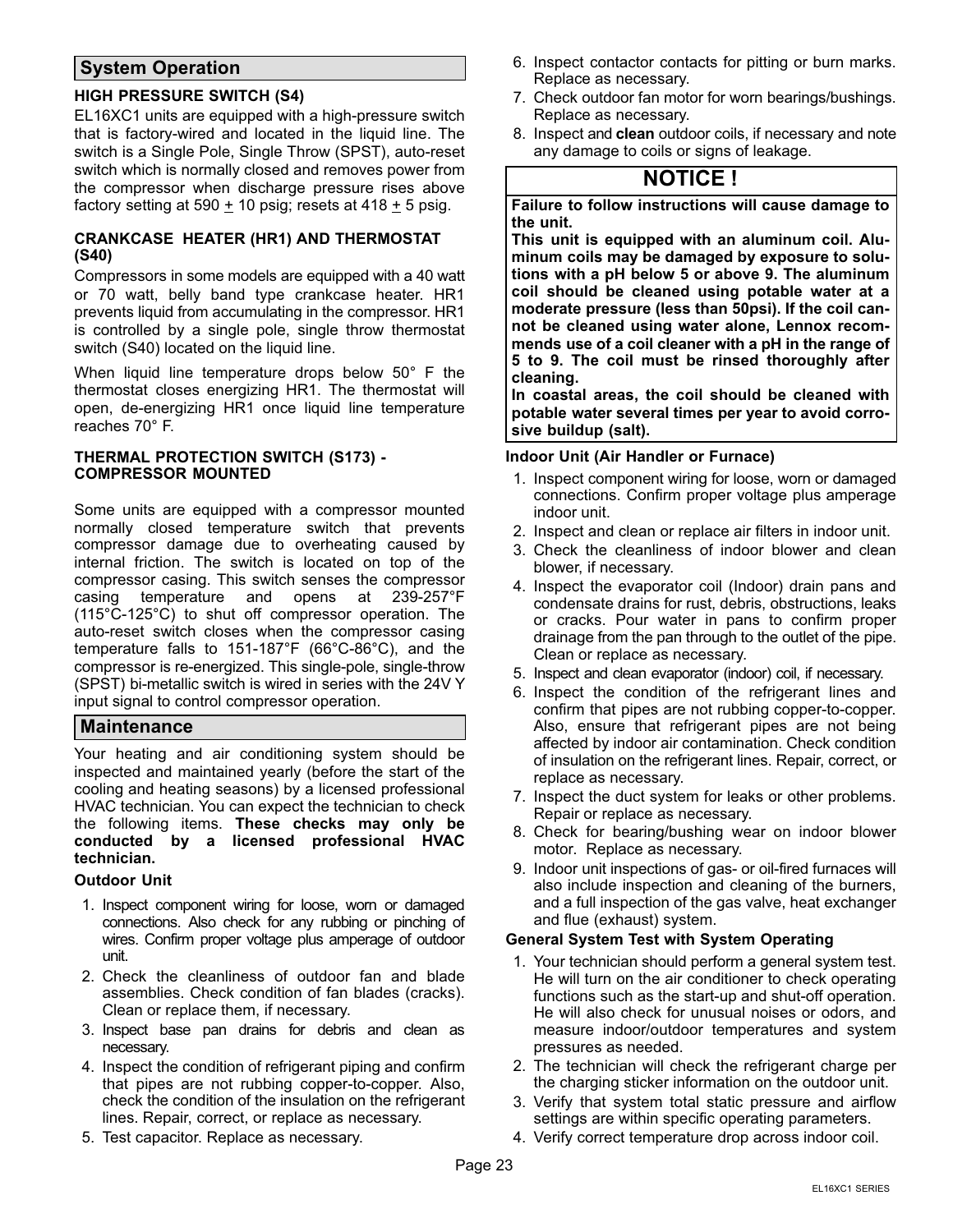## System Operation

### HIGH PRESSURE SWITCH (S4)

EL16XC1 units are equipped with a high-pressure switch that is factory-wired and located in the liquid line. The switch is a Single Pole, Single Throw (SPST), auto-reset switch which is normally closed and removes power from the compressor when discharge pressure rises above factory setting at 590 ± 10 psig; resets at 418 ± 5 psig.

### CRANKCASE HEATER (HR1) AND THERMOSTAT (S40)

Compressors in some models are equipped with a 40 watt or 70 watt, belly band type crankcase heater. HR1 prevents liquid from accumulating in the compressor. HR1 is controlled by a single pole, single throw thermostat switch (S40) located on the liquid line.

When liquid line temperature drops below 50° F the thermostat closes energizing HR1. The thermostat will open, de-energizing HR1 once liquid line temperature reaches 70° F.

### THERMAL PROTECTION SWITCH (S173) - COMPRESSOR MOUNTED

Some units are equipped with a compressor mounted normally closed temperature switch that prevents compressor damage due to overheating caused by internal friction. The switch is located on top of the compressor casing. This switch senses the compressor casing temperature and opens at 239-257°F (115°C-125°C) to shut off compressor operation. The auto-reset switch closes when the compressor casing temperature falls to 151-187°F (66°C-86°C), and the compressor is re-energized. This single-pole, single-throw (SPST) bi-metallic switch is wired in series with the 24V Y input signal to control compressor operation.

## Maintenance

Your heating and air conditioning system should be inspected and maintained yearly (before the start of the cooling and heating seasons) by a licensed professional HVAC technician. You can expect the technician to check the following items. **These checks may only be conducted by a licensed professional HVAC technician.**

**Outdoor Unit**

1. Inspect component wiring for loose, worn or damaged connections. Also check for any rubbing or pinching of wires. Confirm proper voltage plus amperage of outdoor unit.
2. Check the cleanliness of outdoor fan and blade assemblies. Check condition of fan blades (cracks). Clean or replace them, if necessary.
3. Inspect base pan drains for debris and clean as necessary.
4. Inspect the condition of refrigerant piping and confirm that pipes are not rubbing copper-to-copper. Also, check the condition of the insulation on the refrigerant lines. Repair, correct, or replace as necessary.
5. Test capacitor. Replace as necessary.
6. Inspect contactor contacts for pitting or burn marks. Replace as necessary.
7. Check outdoor fan motor for worn bearings/bushings. Replace as necessary.
8. Inspect and **clean** outdoor coils, if necessary and note any damage to coils or signs of leakage.

> **NOTICE !**
>
> **Failure to follow instructions will cause damage to the unit.**
>
> **This unit is equipped with an aluminum coil. Aluminum coils may be damaged by exposure to solutions with a pH below 5 or above 9. The aluminum coil should be cleaned using potable water at a moderate pressure (less than 50psi). If the coil cannot be cleaned using water alone, Lennox recommends use of a coil cleaner with a pH in the range of 5 to 9. The coil must be rinsed thoroughly after cleaning.**
>
> **In coastal areas, the coil should be cleaned with potable water several times per year to avoid corrosive buildup (salt).**

**Indoor Unit (Air Handler or Furnace)**

1. Inspect component wiring for loose, worn or damaged connections. Confirm proper voltage plus amperage indoor unit.
2. Inspect and clean or replace air filters in indoor unit.
3. Check the cleanliness of indoor blower and clean blower, if necessary.
4. Inspect the evaporator coil (Indoor) drain pans and condensate drains for rust, debris, obstructions, leaks or cracks. Pour water in pans to confirm proper drainage from the pan through to the outlet of the pipe. Clean or replace as necessary.
5. Inspect and clean evaporator (indoor) coil, if necessary.
6. Inspect the condition of the refrigerant lines and confirm that pipes are not rubbing copper-to-copper. Also, ensure that refrigerant pipes are not being affected by indoor air contamination. Check condition of insulation on the refrigerant lines. Repair, correct, or replace as necessary.
7. Inspect the duct system for leaks or other problems. Repair or replace as necessary.
8. Check for bearing/bushing wear on indoor blower motor. Replace as necessary.
9. Indoor unit inspections of gas- or oil-fired furnaces will also include inspection and cleaning of the burners, and a full inspection of the gas valve, heat exchanger and flue (exhaust) system.

**General System Test with System Operating**

1. Your technician should perform a general system test. He will turn on the air conditioner to check operating functions such as the start-up and shut-off operation. He will also check for unusual noises or odors, and measure indoor/outdoor temperatures and system pressures as needed.
2. The technician will check the refrigerant charge per the charging sticker information on the outdoor unit.
3. Verify that system total static pressure and airflow settings are within specific operating parameters.
4. Verify correct temperature drop across indoor coil.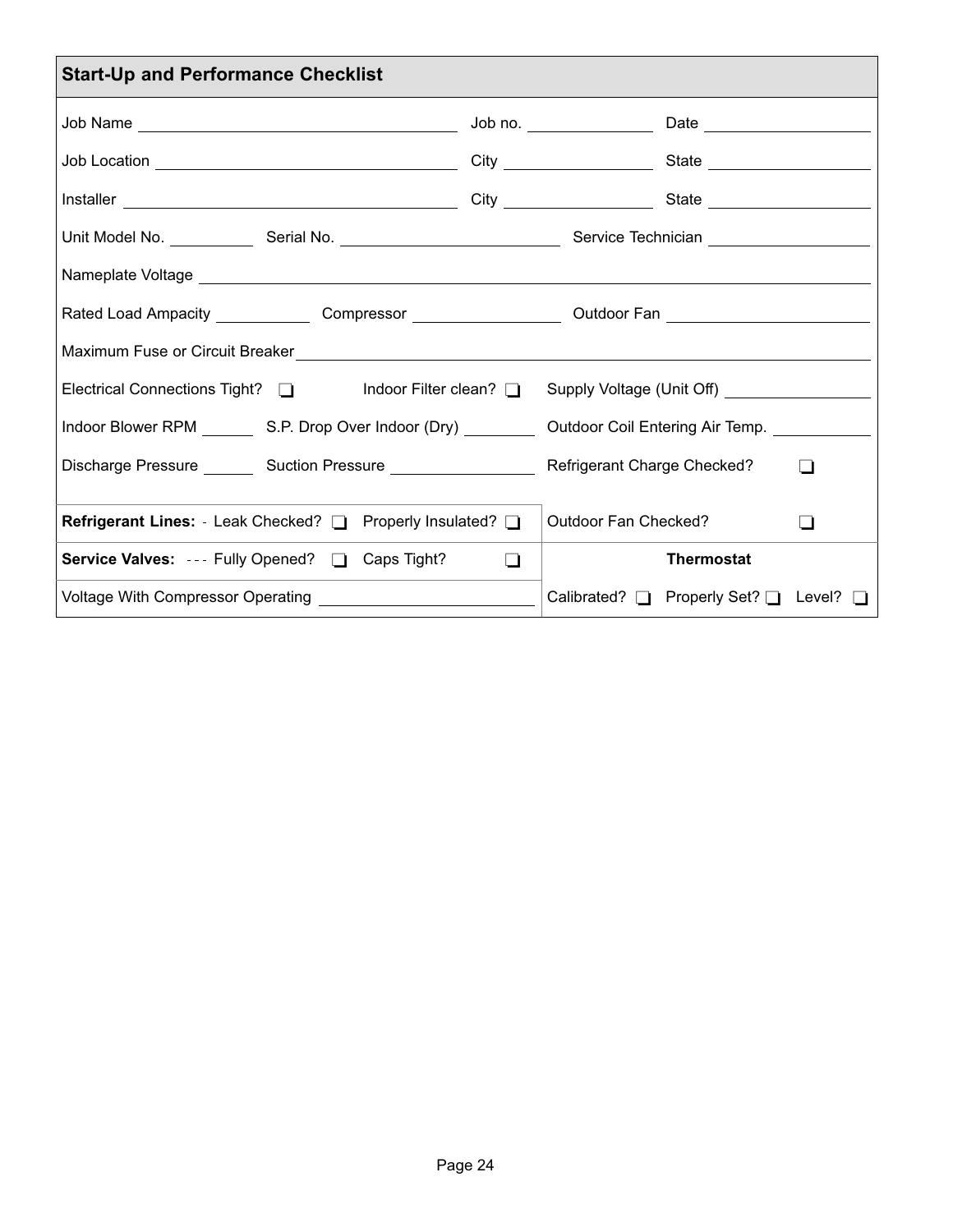## Start-Up and Performance Checklist

Job Name ______________________ Job no. __________ Date ____________

Job Location ______________________ City __________ State ____________

Installer ______________________ City __________ State ____________

Unit Model No. ________ Serial No. ______________ Service Technician ____________

Nameplate Voltage ______________________________________________

Rated Load Ampacity ________ Compressor ____________ Outdoor Fan ______________

Maximum Fuse or Circuit Breaker ______________________________________________

Electrical Connections Tight? ❑ Indoor Filter clean? ❑ Supply Voltage (Unit Off) ____________

Indoor Blower RPM ______ S.P. Drop Over Indoor (Dry) ________ Outdoor Coil Entering Air Temp. __________

Discharge Pressure ______ Suction Pressure ____________ Refrigerant Charge Checked? ❑

| | |
|---|---|
| **Refrigerant Lines:** - Leak Checked? ❑ Properly Insulated? ❑ | Outdoor Fan Checked? ❑ |
| **Service Valves:** --- Fully Opened? ❑ Caps Tight? ❑ | **Thermostat** |
| Voltage With Compressor Operating ______________ | Calibrated? ❑ Properly Set? ❑ Level? ❑ |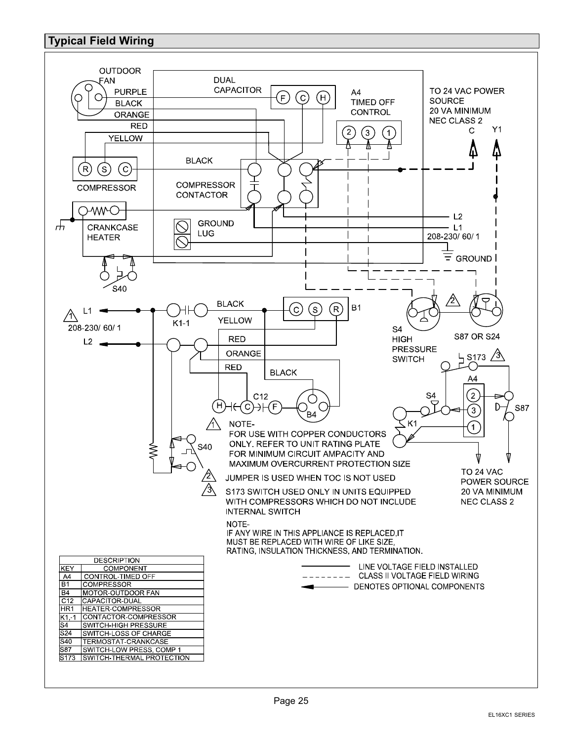## Typical Field Wiring

OUTDOOR FAN

PURPLE

BLACK

ORANGE

RED

YELLOW

DUAL CAPACITOR

F C H

A4 TIMED OFF CONTROL

2 3 1

TO 24 VAC POWER SOURCE 20 VA MINIMUM NEC CLASS 2

C Y1

BLACK

R S C

COMPRESSOR

COMPRESSOR CONTACTOR

CRANKCASE HEATER

GROUND LUG

L2

L1

208-230/ 60/ 1

GROUND

S40

L1

208-230/ 60/ 1

L2

K1-1

BLACK

YELLOW

RED

ORANGE

RED

BLACK

C S R

B1

H C F

C12

B4

S40

S4 HIGH PRESSURE SWITCH

S87 OR S24

S173

A4

S4

2

3

1

S87

K1

TO 24 VAC POWER SOURCE 20 VA MINIMUM NEC CLASS 2

1 NOTE- FOR USE WITH COPPER CONDUCTORS ONLY. REFER TO UNIT RATING PLATE FOR MINIMUM CIRCUIT AMPACITY AND MAXIMUM OVERCURRENT PROTECTION SIZE

2 JUMPER IS USED WHEN TOC IS NOT USED

3 S173 SWITCH USED ONLY IN UNITS EQUIPPED WITH COMPRESSORS WHICH DO NOT INCLUDE INTERNAL SWITCH

NOTE-
IF ANY WIRE IN THIS APPLIANCE IS REPLACED,IT MUST BE REPLACED WITH WIRE OF LIKE SIZE, RATING, INSULATION THICKNESS, AND TERMINATION.

| DESCRIPTION | |
|---|---|
| KEY | COMPONENT |
| A4 | CONTROL-TIMED OFF |
| B1 | COMPRESSOR |
| B4 | MOTOR-OUTDOOR FAN |
| C12 | CAPACITOR-DUAL |
| HR1 | HEATER-COMPRESSOR |
| K1,-1 | CONTACTOR-COMPRESSOR |
| S4 | SWITCH-HIGH PRESSURE |
| S24 | SWITCH-LOSS OF CHARGE |
| S40 | TERMOSTAT-CRANKCASE |
| S87 | SWITCH-LOW PRESS, COMP 1 |
| S173 | SWITCH-THERMAL PROTECTION |

LINE VOLTAGE FIELD INSTALLED

CLASS II VOLTAGE FIELD WIRING

DENOTES OPTIONAL COMPONENTS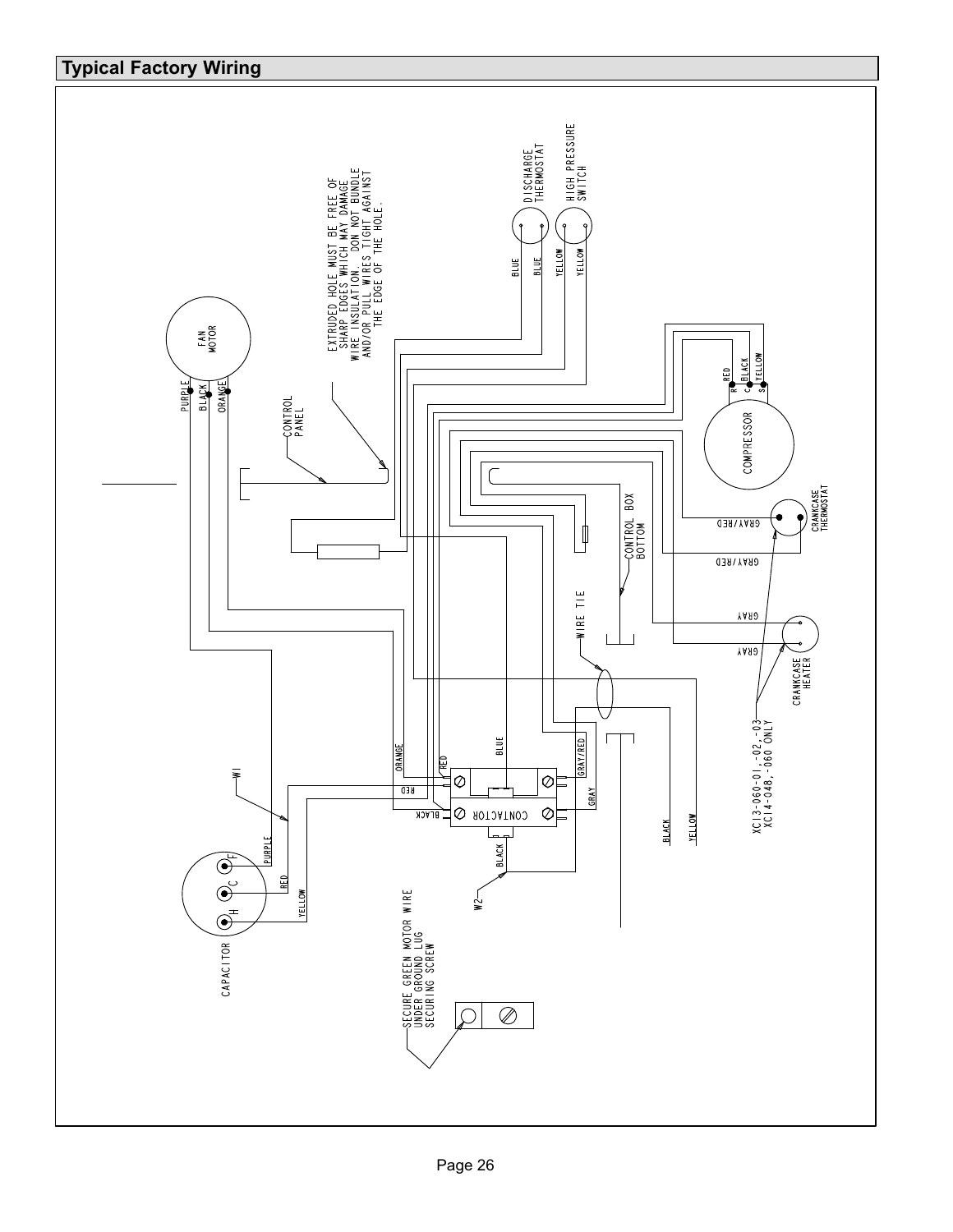## Typical Factory Wiring

EXTRUDED HOLE MUST BE FREE OF SHARP EDGES WHICH MAY DAMAGE WIRE INSULATION. DON NOT BUNDLE AND/OR PULL WIRES TIGHT AGAINST THE EDGE OF THE HOLE.

FAN MOTOR

PURPLE

BLACK

ORANGE

CONTROL PANEL

DISCHARGE THERMOSTAT

HIGH PRESSURE SWITCH

BLUE

BLUE

YELLOW

YELLOW

COMPRESSOR

RED

BLACK

YELLOW

R

C

S

CRANKCASE THERMOSTAT

GRAY/RED

GRAY/RED

CONTROL BOX BOTTOM

WIRE TIE

GRAY

GRAY

CRANKCASE HEATER

XC13-060-01,-02,-03
XC14-048,-060 ONLY

W1

ORANGE

RED

BLUE

GRAY/RED

RED

BLACK

CONTACTOR

GRAY

BLACK

YELLOW

PURPLE

RED

YELLOW

BLACK

W2

CAPACITOR

F

C

H

SECURE GREEN MOTOR WIRE UNDER GROUND LUG SECURING SCREW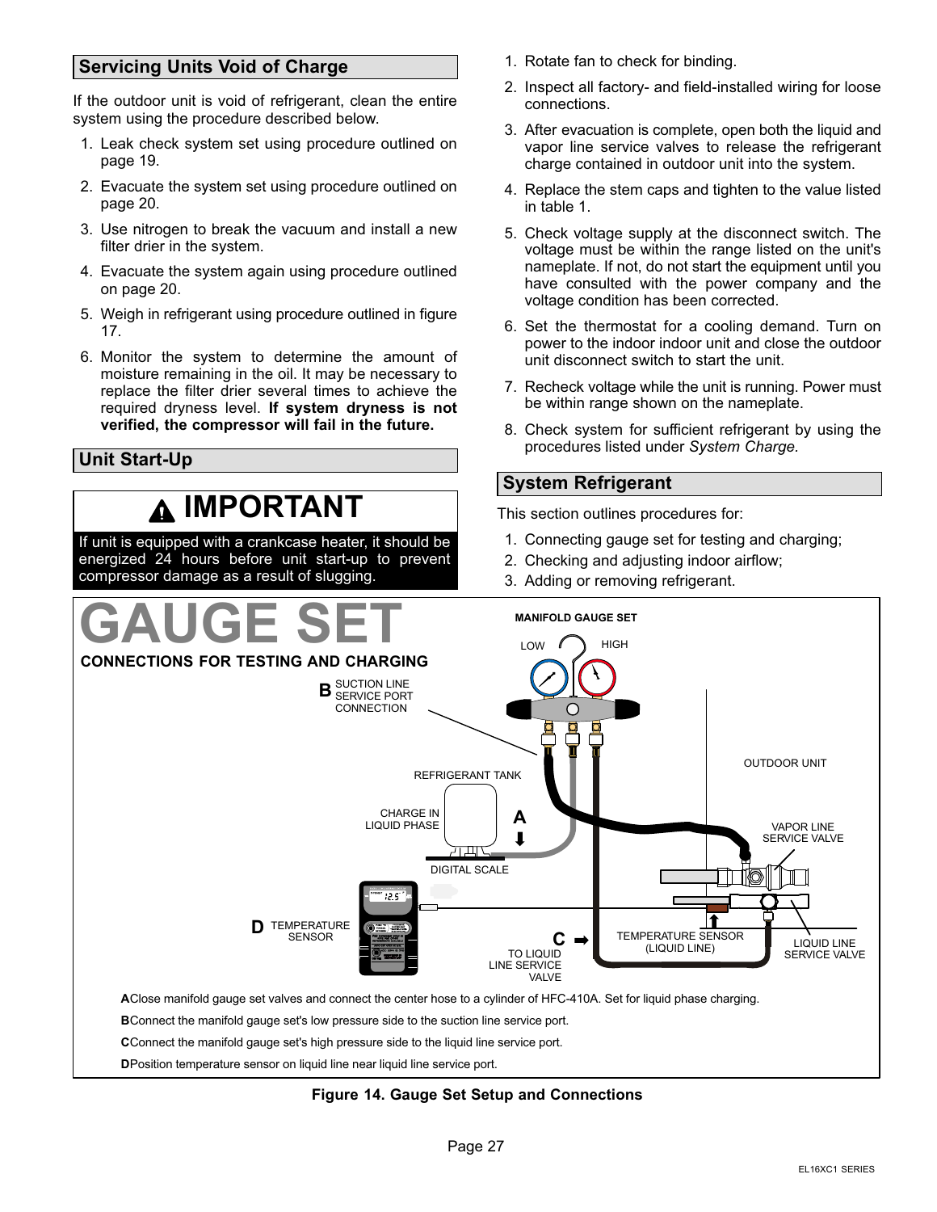## Servicing Units Void of Charge

If the outdoor unit is void of refrigerant, clean the entire system using the procedure described below.

1. Leak check system set using procedure outlined on page 19.
2. Evacuate the system set using procedure outlined on page 20.
3. Use nitrogen to break the vacuum and install a new filter drier in the system.
4. Evacuate the system again using procedure outlined on page 20.
5. Weigh in refrigerant using procedure outlined in figure 17.
6. Monitor the system to determine the amount of moisture remaining in the oil. It may be necessary to replace the filter drier several times to achieve the required dryness level. **If system dryness is not verified, the compressor will fail in the future.**

## Unit Start-Up

> **IMPORTANT**
>
> If unit is equipped with a crankcase heater, it should be energized 24 hours before unit start-up to prevent compressor damage as a result of slugging.

1. Rotate fan to check for binding.
2. Inspect all factory- and field-installed wiring for loose connections.
3. After evacuation is complete, open both the liquid and vapor line service valves to release the refrigerant charge contained in outdoor unit into the system.
4. Replace the stem caps and tighten to the value listed in table 1.
5. Check voltage supply at the disconnect switch. The voltage must be within the range listed on the unit's nameplate. If not, do not start the equipment until you have consulted with the power company and the voltage condition has been corrected.
6. Set the thermostat for a cooling demand. Turn on power to the indoor indoor unit and close the outdoor unit disconnect switch to start the unit.
7. Recheck voltage while the unit is running. Power must be within range shown on the nameplate.
8. Check system for sufficient refrigerant by using the procedures listed under *System Charge*.

## System Refrigerant

This section outlines procedures for:

1. Connecting gauge set for testing and charging;
2. Checking and adjusting indoor airflow;
3. Adding or removing refrigerant.

**GAUGE SET**

**CONNECTIONS FOR TESTING AND CHARGING**

MANIFOLD GAUGE SET — LOW — HIGH

B — SUCTION LINE SERVICE PORT CONNECTION

REFRIGERANT TANK

CHARGE IN LIQUID PHASE

A

DIGITAL SCALE

OUTDOOR UNIT

VAPOR LINE SERVICE VALVE

D — TEMPERATURE SENSOR

C — TO LIQUID LINE SERVICE VALVE

TEMPERATURE SENSOR (LIQUID LINE)

LIQUID LINE SERVICE VALVE

**A** Close manifold gauge set valves and connect the center hose to a cylinder of HFC-410A. Set for liquid phase charging.

**B** Connect the manifold gauge set's low pressure side to the suction line service port.

**C** Connect the manifold gauge set's high pressure side to the liquid line service port.

**D** Position temperature sensor on liquid line near liquid line service port.

**Figure 14. Gauge Set Setup and Connections**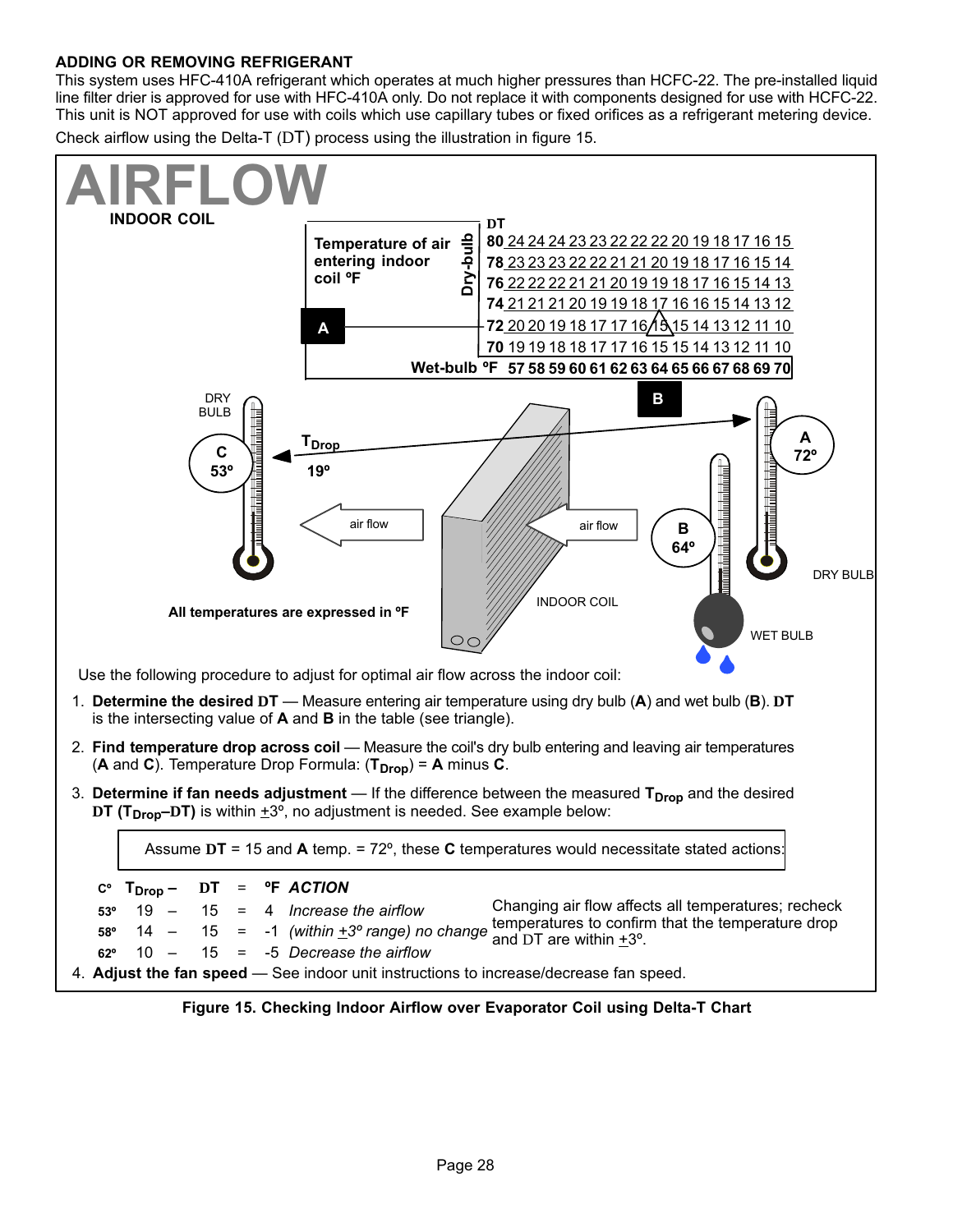## ADDING OR REMOVING REFRIGERANT

This system uses HFC-410A refrigerant which operates at much higher pressures than HCFC-22. The pre-installed liquid line filter drier is approved for use with HFC-410A only. Do not replace it with components designed for use with HCFC-22. This unit is NOT approved for use with coils which use capillary tubes or fixed orifices as a refrigerant metering device.

Check airflow using the Delta-T (DT) process using the illustration in figure 15.

# AIRFLOW

**INDOOR COIL**

**DT**

| Temperature of air entering indoor coil ºF (Dry-bulb) | | | | | | | | | | | | | | | |
|---|---|---|---|---|---|---|---|---|---|---|---|---|---|---|---|
| **80** | 24 | 24 | 24 | 23 | 23 | 22 | 22 | 22 | 20 | 19 | 18 | 17 | 16 | 15 |
| **78** | 23 | 23 | 23 | 22 | 22 | 21 | 21 | 20 | 19 | 18 | 17 | 16 | 15 | 14 |
| **76** | 22 | 22 | 22 | 21 | 21 | 20 | 19 | 19 | 18 | 17 | 16 | 15 | 14 | 13 |
| **74** | 21 | 21 | 21 | 20 | 19 | 19 | 18 | 17 | 16 | 16 | 15 | 14 | 13 | 12 |
| **72** (A) | 20 | 20 | 19 | 18 | 17 | 17 | 16 | 15 | 15 | 14 | 13 | 12 | 11 | 10 |
| **70** | 19 | 19 | 18 | 17 | 17 | 16 | 15 | 15 | 15 | 14 | 13 | 12 | 11 | 10 |
| **Wet-bulb ºF** | **57** | **58** | **59** | **60** | **61** | **62** | **63** | **64** | **65** | **66** | **67** | **68** | **69** | **70** |

DRY BULB C 53º — $T_{Drop}$ 19º — air flow — INDOOR COIL — air flow — B 64º WET BULB — A 72º DRY BULB

All temperatures are expressed in ºF

Use the following procedure to adjust for optimal air flow across the indoor coil:

1. **Determine the desired DT** — Measure entering air temperature using dry bulb (**A**) and wet bulb (**B**). **DT** is the intersecting value of **A** and **B** in the table (see triangle).
2. **Find temperature drop across coil** — Measure the coil's dry bulb entering and leaving air temperatures (**A** and **C**). Temperature Drop Formula: ($T_{Drop}$) = **A** minus **C**.
3. **Determine if fan needs adjustment** — If the difference between the measured $T_{Drop}$ and the desired **DT ($T_{Drop}$–DT)** is within ±3º, no adjustment is needed. See example below:

Assume **DT** = 15 and **A** temp. = 72º, these **C** temperatures would necessitate stated actions:

| Cº | $T_{Drop}$ – | DT | = | ºF | ACTION |
|---|---|---|---|---|---|
| 53º | 19 – | 15 | = | 4 | *Increase the airflow* |
| 58º | 14 – | 15 | = | -1 | *(within ±3º range) no change* |
| 62º | 10 – | 15 | = | -5 | *Decrease the airflow* |

Changing air flow affects all temperatures; recheck temperatures to confirm that the temperature drop and DT are within ±3º.

4. **Adjust the fan speed** — See indoor unit instructions to increase/decrease fan speed.

**Figure 15. Checking Indoor Airflow over Evaporator Coil using Delta-T Chart**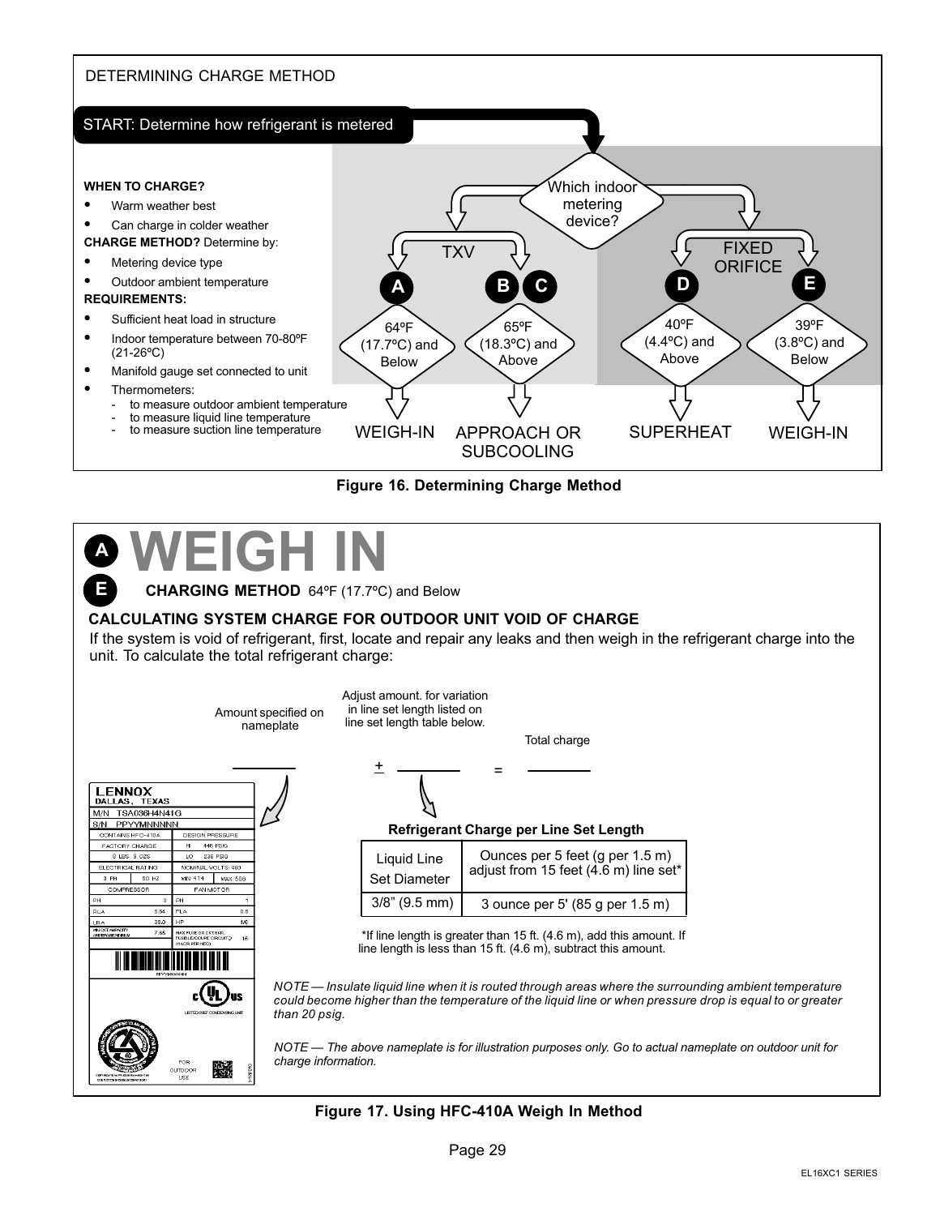## DETERMINING CHARGE METHOD

**START: Determine how refrigerant is metered**

**WHEN TO CHARGE?**

- Warm weather best
- Can charge in colder weather

**CHARGE METHOD?** Determine by:

- Metering device type
- Outdoor ambient temperature

**REQUIREMENTS:**

- Sufficient heat load in structure
- Indoor temperature between 70-80ºF (21-26ºC)
- Manifold gauge set connected to unit
- Thermometers:
  - to measure outdoor ambient temperature
  - to measure liquid line temperature
  - to measure suction line temperature

Which indoor metering device?

- TXV
  - **A** — 64ºF (17.7ºC) and Below → WEIGH-IN
  - **B** **C** — 65ºF (18.3ºC) and Above → APPROACH OR SUBCOOLING
- FIXED ORIFICE
  - **D** — 40ºF (4.4ºC) and Above → SUPERHEAT
  - **E** — 39ºF (3.8ºC) and Below → WEIGH-IN

**Figure 16. Determining Charge Method**

# A E WEIGH IN

**CHARGING METHOD** 64ºF (17.7ºC) and Below

### CALCULATING SYSTEM CHARGE FOR OUTDOOR UNIT VOID OF CHARGE

If the system is void of refrigerant, first, locate and repair any leaks and then weigh in the refrigerant charge into the unit. To calculate the total refrigerant charge:

Amount specified on nameplate ______ + Adjust amount. for variation in line set length listed on line set length table below. ______ = Total charge ______

LENNOX
DALLAS, TEXAS
M/N TSA036H4N41G
S/N PPYYMNNNNN

| CONTAINS HFC-410A | DESIGN PRESSURE |
|---|---|
| FACTORY CHARGE | HI 446 PSIG |
| 9 LBS 9 OZS | LO 236 PSIG |
| ELECTRICAL RATING | NOMINAL VOLTS: 460 |
| 3 PH 60 HZ | MIN 414 MAX 506 |
| COMPRESSOR | FAN MOTOR |
| PH 3 | PH 1 |
| RLA 5.84 | FLA 0.6 |
| LRA 38.0 | HP 1/6 |
| MIN CKT AMPACITY 7.85 | MAX FUSE OR CKT BRKR (HACR PER NEC) 15 |

FOR OUTDOOR USE

**Refrigerant Charge per Line Set Length**

| Liquid Line Set Diameter | Ounces per 5 feet (g per 1.5 m) adjust from 15 feet (4.6 m) line set* |
|---|---|
| 3/8" (9.5 mm) | 3 ounce per 5' (85 g per 1.5 m) |

*If line length is greater than 15 ft. (4.6 m), add this amount. If line length is less than 15 ft. (4.6 m), subtract this amount.

*NOTE — Insulate liquid line when it is routed through areas where the surrounding ambient temperature could become higher than the temperature of the liquid line or when pressure drop is equal to or greater than 20 psig.*

*NOTE — The above nameplate is for illustration purposes only. Go to actual nameplate on outdoor unit for charge information.*

**Figure 17. Using HFC-410A Weigh In Method**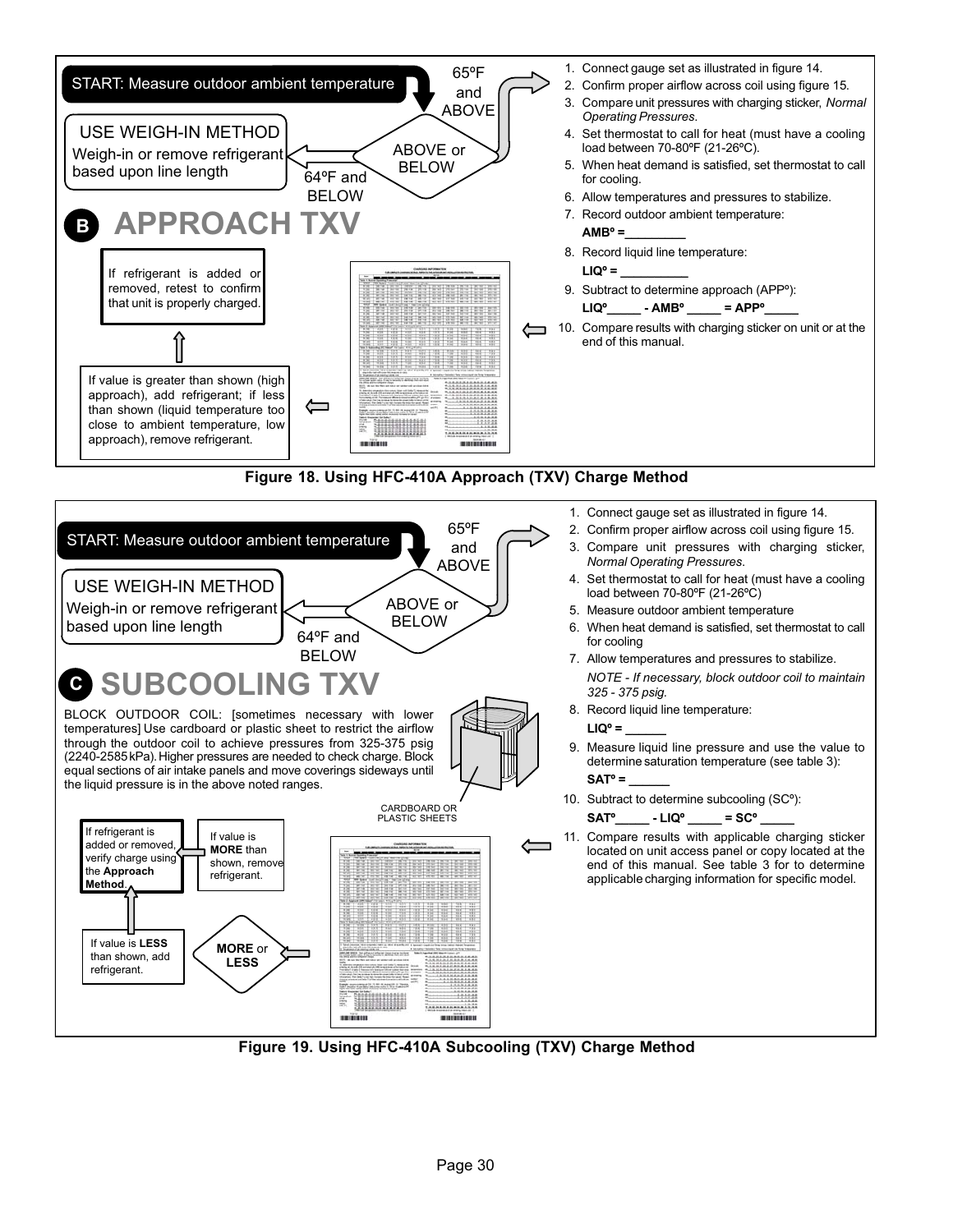START: Measure outdoor ambient temperature

65ºF and ABOVE

ABOVE or BELOW

64ºF and BELOW

USE WEIGH-IN METHOD

Weigh-in or remove refrigerant based upon line length

## B APPROACH TXV

1. Connect gauge set as illustrated in figure 14.
2. Confirm proper airflow across coil using figure 15.
3. Compare unit pressures with charging sticker, *Normal Operating Pressures*.
4. Set thermostat to call for heat (must have a cooling load between 70-80ºF (21-26ºC).
5. When heat demand is satisfied, set thermostat to call for cooling.
6. Allow temperatures and pressures to stabilize.
7. Record outdoor ambient temperature:

   **AMBº =\_\_\_\_\_\_\_\_\_**
8. Record liquid line temperature:

   **LIQº = \_\_\_\_\_\_\_\_\_\_**
9. Subtract to determine approach (APPº):

   **LIQº\_\_\_\_\_ - AMBº \_\_\_\_\_ = APPº\_\_\_\_\_**
10. Compare results with charging sticker on unit or at the end of this manual.

If value is greater than shown (high approach), add refrigerant; if less than shown (liquid temperature too close to ambient temperature, low approach), remove refrigerant.

If refrigerant is added or removed, retest to confirm that unit is properly charged.

**Figure 18. Using HFC-410A Approach (TXV) Charge Method**

START: Measure outdoor ambient temperature

65ºF and ABOVE

ABOVE or BELOW

64ºF and BELOW

USE WEIGH-IN METHOD

Weigh-in or remove refrigerant based upon line length

## C SUBCOOLING TXV

BLOCK OUTDOOR COIL: [sometimes necessary with lower temperatures] Use cardboard or plastic sheet to restrict the airflow through the outdoor coil to achieve pressures from 325-375 psig (2240-2585 kPa). Higher pressures are needed to check charge. Block equal sections of air intake panels and move coverings sideways until the liquid pressure is in the above noted ranges.

CARDBOARD OR PLASTIC SHEETS

1. Connect gauge set as illustrated in figure 14.
2. Confirm proper airflow across coil using figure 15.
3. Compare unit pressures with charging sticker, *Normal Operating Pressures*.
4. Set thermostat to call for heat (must have a cooling load between 70-80ºF (21-26ºC)
5. Measure outdoor ambient temperature
6. When heat demand is satisfied, set thermostat to call for cooling
7. Allow temperatures and pressures to stabilize.

   *NOTE - If necessary, block outdoor coil to maintain 325 - 375 psig.*
8. Record liquid line temperature:

   **LIQº = \_\_\_\_\_\_**
9. Measure liquid line pressure and use the value to determine saturation temperature (see table 3):

   **SATº = \_\_\_\_\_\_**
10. Subtract to determine subcooling (SCº):

    **SATº\_\_\_\_\_ - LIQº \_\_\_\_\_ = SCº \_\_\_\_\_**
11. Compare results with applicable charging sticker located on unit access panel or copy located at the end of this manual. See table 3 for to determine applicable charging information for specific model.

**MORE** or **LESS**

If value is **LESS** than shown, add refrigerant.

If value is **MORE** than shown, remove refrigerant.

If refrigerant is added or removed, verify charge using the **Approach Method**.

**Figure 19. Using HFC-410A Subcooling (TXV) Charge Method**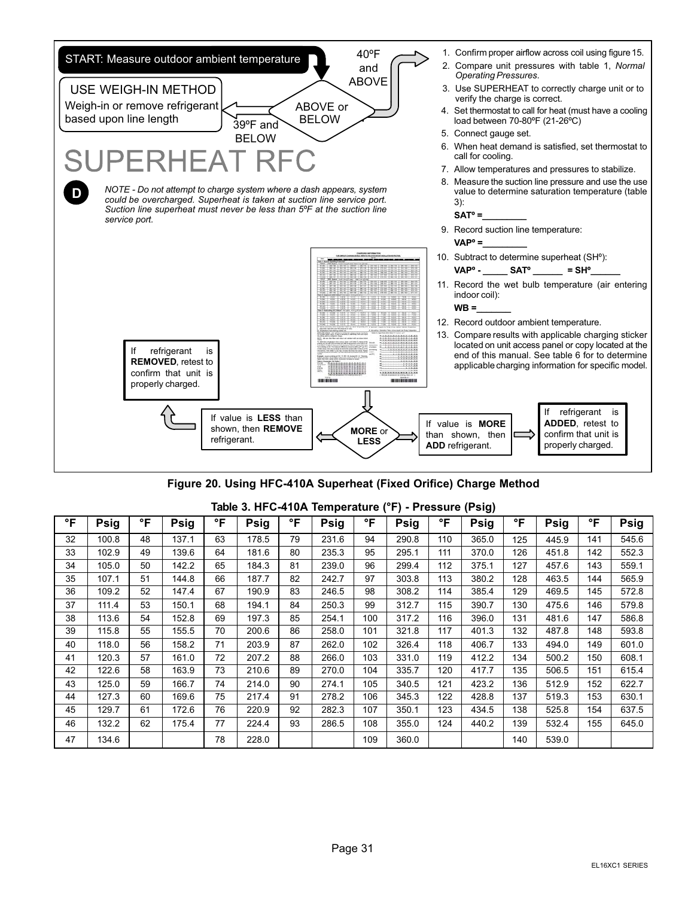START: Measure outdoor ambient temperature

40ºF and ABOVE

ABOVE or BELOW

39ºF and BELOW

USE WEIGH-IN METHOD

Weigh-in or remove refrigerant based upon line length

# SUPERHEAT RFC

**D**

*NOTE - Do not attempt to charge system where a dash appears, system could be overcharged. Superheat is taken at suction line service port. Suction line superheat must never be less than 5ºF at the suction line service port.*

1. Confirm proper airflow across coil using figure 15.
2. Compare unit pressures with table 1, *Normal Operating Pressures*.
3. Use SUPERHEAT to correctly charge unit or to verify the charge is correct.
4. Set thermostat to call for heat (must have a cooling load between 70-80ºF (21-26ºC)
5. Connect gauge set.
6. When heat demand is satisfied, set thermostat to call for cooling.
7. Allow temperatures and pressures to stabilize.
8. Measure the suction line pressure and use the use value to determine saturation temperature (table 3):
   **SATº =_________**
9. Record suction line temperature:
   **VAPº =_________**
10. Subtract to determine superheat (SHº):
    **VAPº - _____ SATº ______ = SHº______**
11. Record the wet bulb temperature (air entering indoor coil):
    **WB =_______**
12. Record outdoor ambient temperature.
13. Compare results with applicable charging sticker located on unit access panel or copy located at the end of this manual. See table 6 for to determine applicable charging information for specific model.

If refrigerant is **REMOVED**, retest to confirm that unit is properly charged.

If value is **LESS** than shown, then **REMOVE** refrigerant.

**MORE** or **LESS**

If value is **MORE** than shown, then **ADD** refrigerant.

If refrigerant is **ADDED**, retest to confirm that unit is properly charged.

**Figure 20. Using HFC-410A Superheat (Fixed Orifice) Charge Method**

**Table 3. HFC-410A Temperature (°F) - Pressure (Psig)**

| °F | Psig | °F | Psig | °F | Psig | °F | Psig | °F | Psig | °F | Psig | °F | Psig | °F | Psig |
|---|---|---|---|---|---|---|---|---|---|---|---|---|---|---|---|
| 32 | 100.8 | 48 | 137.1 | 63 | 178.5 | 79 | 231.6 | 94 | 290.8 | 110 | 365.0 | 125 | 445.9 | 141 | 545.6 |
| 33 | 102.9 | 49 | 139.6 | 64 | 181.6 | 80 | 235.3 | 95 | 295.1 | 111 | 370.0 | 126 | 451.8 | 142 | 552.3 |
| 34 | 105.0 | 50 | 142.2 | 65 | 184.3 | 81 | 239.0 | 96 | 299.4 | 112 | 375.1 | 127 | 457.6 | 143 | 559.1 |
| 35 | 107.1 | 51 | 144.8 | 66 | 187.7 | 82 | 242.7 | 97 | 303.8 | 113 | 380.2 | 128 | 463.5 | 144 | 565.9 |
| 36 | 109.2 | 52 | 147.4 | 67 | 190.9 | 83 | 246.5 | 98 | 308.2 | 114 | 385.4 | 129 | 469.5 | 145 | 572.8 |
| 37 | 111.4 | 53 | 150.1 | 68 | 194.1 | 84 | 250.3 | 99 | 312.7 | 115 | 390.7 | 130 | 475.6 | 146 | 579.8 |
| 38 | 113.6 | 54 | 152.8 | 69 | 197.3 | 85 | 254.1 | 100 | 317.2 | 116 | 396.0 | 131 | 481.6 | 147 | 586.8 |
| 39 | 115.8 | 55 | 155.5 | 70 | 200.6 | 86 | 258.0 | 101 | 321.8 | 117 | 401.3 | 132 | 487.8 | 148 | 593.8 |
| 40 | 118.0 | 56 | 158.2 | 71 | 203.9 | 87 | 262.0 | 102 | 326.4 | 118 | 406.7 | 133 | 494.0 | 149 | 601.0 |
| 41 | 120.3 | 57 | 161.0 | 72 | 207.2 | 88 | 266.0 | 103 | 331.0 | 119 | 412.2 | 134 | 500.2 | 150 | 608.1 |
| 42 | 122.6 | 58 | 163.9 | 73 | 210.6 | 89 | 270.0 | 104 | 335.7 | 120 | 417.7 | 135 | 506.5 | 151 | 615.4 |
| 43 | 125.0 | 59 | 166.7 | 74 | 214.0 | 90 | 274.1 | 105 | 340.5 | 121 | 423.2 | 136 | 512.9 | 152 | 622.7 |
| 44 | 127.3 | 60 | 169.6 | 75 | 217.4 | 91 | 278.2 | 106 | 345.3 | 122 | 428.8 | 137 | 519.3 | 153 | 630.1 |
| 45 | 129.7 | 61 | 172.6 | 76 | 220.9 | 92 | 282.3 | 107 | 350.1 | 123 | 434.5 | 138 | 525.8 | 154 | 637.5 |
| 46 | 132.2 | 62 | 175.4 | 77 | 224.4 | 93 | 286.5 | 108 | 355.0 | 124 | 440.2 | 139 | 532.4 | 155 | 645.0 |
| 47 | 134.6 | | | 78 | 228.0 | | | 109 | 360.0 | | | 140 | 539.0 | | |